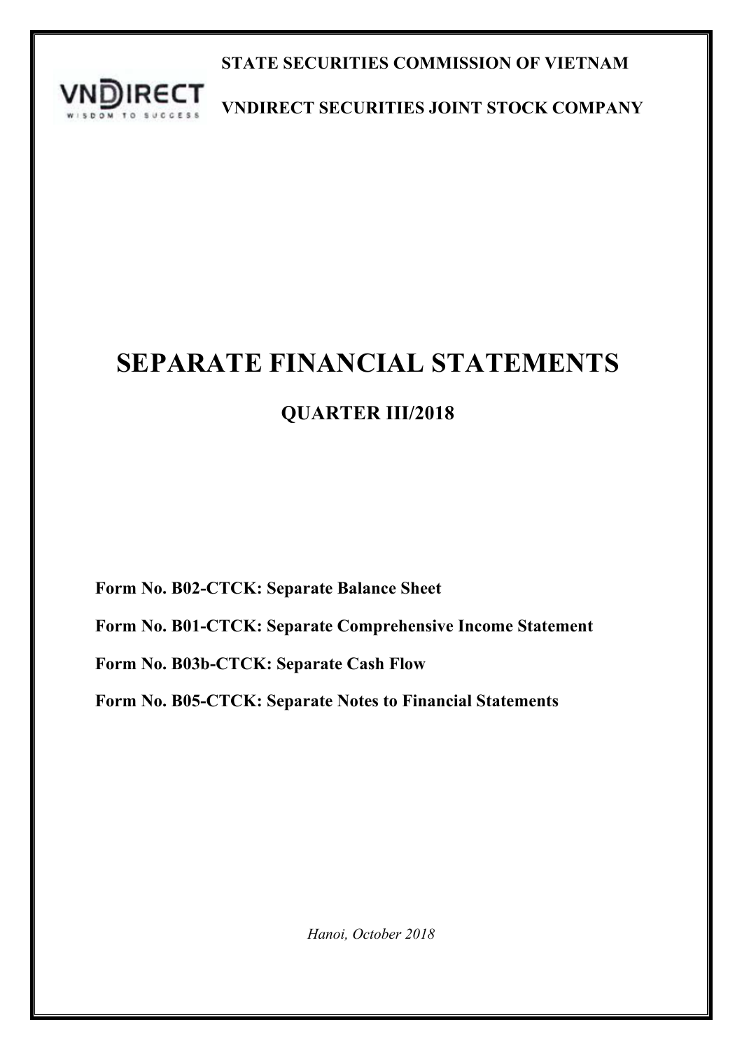**STATE SECURITIES COMMISSION OF VIETNAM**

**VNDIRECT SECURITIES JOINT STOCK COMPANY**

# SEPARATE FINANCIAL STATEMENTS

## QUARTER III/2018

**Form No. B02-CTCK: Separate Balance Sheet**

**Form No. B01-CTCK: Separate Comprehensive Income Statement**

**Form No. B03b-CTCK: Separate Cash Flow**

**Form No. B05-CTCK: Separate Notes to Financial Statements**

*Hanoi, October 2018*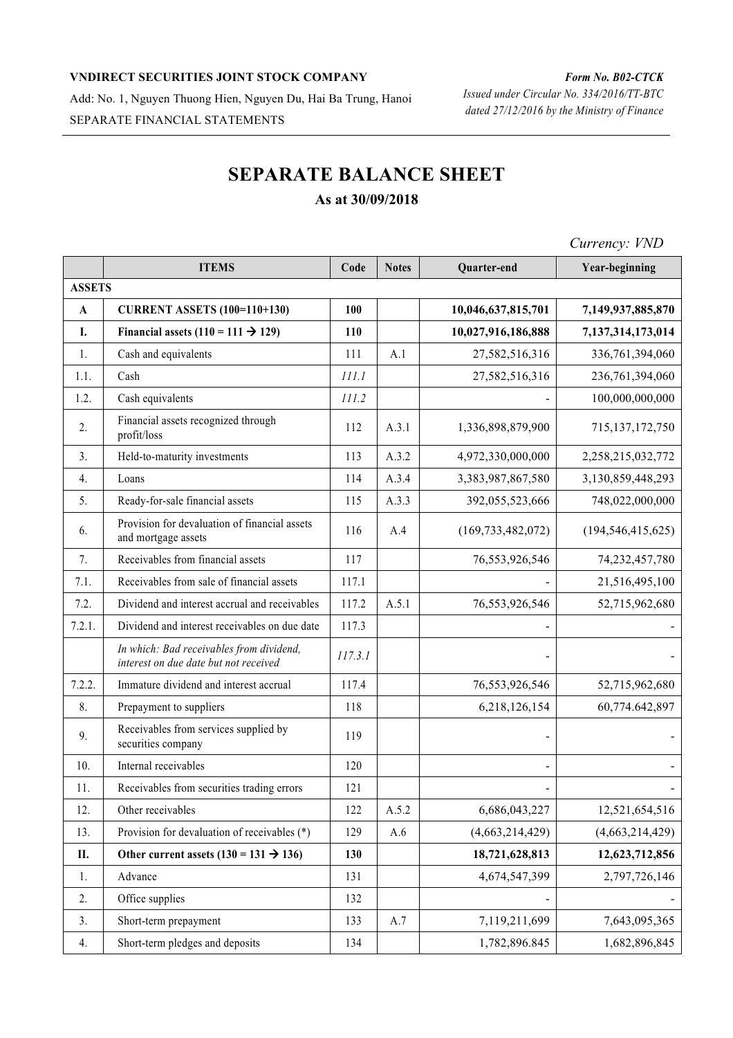**VNDIRECT SECURITIES JOINT STOCK COMPANY**

Add: No. 1, Nguyen Thuong Hien, Nguyen Du, Hai Ba Trung, Hanoi

SEPARATE FINANCIAL STATEMENTS

***Form No. B02-CTCK***

*Issued under Circular No. 334/2016/TT-BTC dated 27/12/2016 by the Ministry of Finance*

# SEPARATE BALANCE SHEET

**As at 30/09/2018**

*Currency: VND*

| | ITEMS | Code | Notes | Quarter-end | Year-beginning |
|---|---|---|---|---|---|
| **ASSETS** | | | | | |
| **A** | **CURRENT ASSETS (100=110+130)** | **100** | | **10,046,637,815,701** | **7,149,937,885,870** |
| **I.** | **Financial assets (110 = 111 → 129)** | **110** | | **10,027,916,186,888** | **7,137,314,173,014** |
| 1. | Cash and equivalents | 111 | A.1 | 27,582,516,316 | 336,761,394,060 |
| 1.1. | Cash | *111.1* | | 27,582,516,316 | 236,761,394,060 |
| 1.2. | Cash equivalents | *111.2* | | - | 100,000,000,000 |
| 2. | Financial assets recognized through profit/loss | 112 | A.3.1 | 1,336,898,879,900 | 715,137,172,750 |
| 3. | Held-to-maturity investments | 113 | A.3.2 | 4,972,330,000,000 | 2,258,215,032,772 |
| 4. | Loans | 114 | A.3.4 | 3,383,987,867,580 | 3,130,859,448,293 |
| 5. | Ready-for-sale financial assets | 115 | A.3.3 | 392,055,523,666 | 748,022,000,000 |
| 6. | Provision for devaluation of financial assets and mortgage assets | 116 | A.4 | (169,733,482,072) | (194,546,415,625) |
| 7. | Receivables from financial assets | 117 | | 76,553,926,546 | 74,232,457,780 |
| 7.1. | Receivables from sale of financial assets | 117.1 | | - | 21,516,495,100 |
| 7.2. | Dividend and interest accrual and receivables | 117.2 | A.5.1 | 76,553,926,546 | 52,715,962,680 |
| 7.2.1. | Dividend and interest receivables on due date | 117.3 | | - | - |
| | *In which: Bad receivables from dividend, interest on due date but not received* | *117.3.1* | | - | - |
| 7.2.2. | Immature dividend and interest accrual | 117.4 | | 76,553,926,546 | 52,715,962,680 |
| 8. | Prepayment to suppliers | 118 | | 6,218,126,154 | 60,774.642,897 |
| 9. | Receivables from services supplied by securities company | 119 | | - | - |
| 10. | Internal receivables | 120 | | - | - |
| 11. | Receivables from securities trading errors | 121 | | - | - |
| 12. | Other receivables | 122 | A.5.2 | 6,686,043,227 | 12,521,654,516 |
| 13. | Provision for devaluation of receivables (*) | 129 | A.6 | (4,663,214,429) | (4,663,214,429) |
| **II.** | **Other current assets (130 = 131 → 136)** | **130** | | **18,721,628,813** | **12,623,712,856** |
| 1. | Advance | 131 | | 4,674,547,399 | 2,797,726,146 |
| 2. | Office supplies | 132 | | - | - |
| 3. | Short-term prepayment | 133 | A.7 | 7,119,211,699 | 7,643,095,365 |
| 4. | Short-term pledges and deposits | 134 | | 1,782,896.845 | 1,682,896,845 |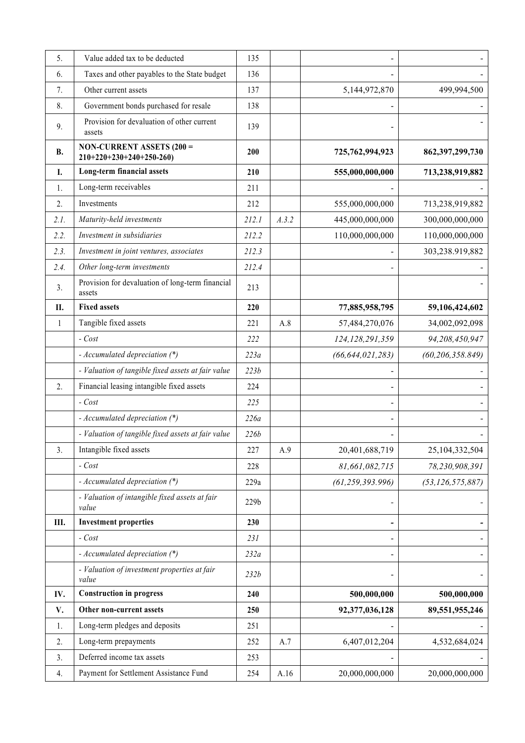| | | | | | |
|---|---|---|---|---|---|
| 5. | Value added tax to be deducted | 135 | | - | - |
| 6. | Taxes and other payables to the State budget | 136 | | - | - |
| 7. | Other current assets | 137 | | 5,144,972,870 | 499,994,500 |
| 8. | Government bonds purchased for resale | 138 | | - | - |
| 9. | Provision for devaluation of other current assets | 139 | | - | - |
| **B.** | **NON-CURRENT ASSETS (200 = 210+220+230+240+250-260)** | **200** | | **725,762,994,923** | **862,397,299,730** |
| **I.** | **Long-term financial assets** | **210** | | **555,000,000,000** | **713,238,919,882** |
| 1. | Long-term receivables | 211 | | - | - |
| 2. | Investments | 212 | | 555,000,000,000 | 713,238,919,882 |
| *2.1.* | *Maturity-held investments* | *212.1* | *A.3.2* | 445,000,000,000 | 300,000,000,000 |
| *2.2.* | *Investment in subsidiaries* | *212.2* | | 110,000,000,000 | 110,000,000,000 |
| *2.3.* | *Investment in joint ventures, associates* | *212.3* | | - | 303,238.919,882 |
| *2.4.* | *Other long-term investments* | *212.4* | | - | - |
| 3. | Provision for devaluation of long-term financial assets | 213 | | | - |
| **II.** | **Fixed assets** | **220** | | **77,885,958,795** | **59,106,424,602** |
| 1 | Tangible fixed assets | 221 | A.8 | 57,484,270,076 | 34,002,092,098 |
| | *- Cost* | *222* | | *124,128,291,359* | *94,208,450,947* |
| | *- Accumulated depreciation (\*)* | *223a* | | *(66,644,021,283)* | *(60,206,358.849)* |
| | *- Valuation of tangible fixed assets at fair value* | *223b* | | - | - |
| 2. | Financial leasing intangible fixed assets | 224 | | - | - |
| | *- Cost* | *225* | | - | - |
| | *- Accumulated depreciation (\*)* | *226a* | | - | - |
| | *- Valuation of tangible fixed assets at fair value* | *226b* | | - | - |
| 3. | Intangible fixed assets | 227 | A.9 | 20,401,688,719 | 25,104,332,504 |
| | *- Cost* | 228 | | *81,661,082,715* | *78,230,908,391* |
| | *- Accumulated depreciation (\*)* | 229a | | *(61,259,393.996)* | *(53,126,575,887)* |
| | *- Valuation of intangible fixed assets at fair value* | 229b | | - | - |
| **III.** | **Investment properties** | **230** | | **-** | **-** |
| | *- Cost* | *231* | | - | - |
| | *- Accumulated depreciation (\*)* | *232a* | | - | - |
| | *- Valuation of investment properties at fair value* | *232b* | | - | - |
| **IV.** | **Construction in progress** | **240** | | **500,000,000** | **500,000,000** |
| **V.** | **Other non-current assets** | **250** | | **92,377,036,128** | **89,551,955,246** |
| 1. | Long-term pledges and deposits | 251 | | - | - |
| 2. | Long-term prepayments | 252 | A.7 | 6,407,012,204 | 4,532,684,024 |
| 3. | Deferred income tax assets | 253 | | - | - |
| 4. | Payment for Settlement Assistance Fund | 254 | A.16 | 20,000,000,000 | 20,000,000,000 |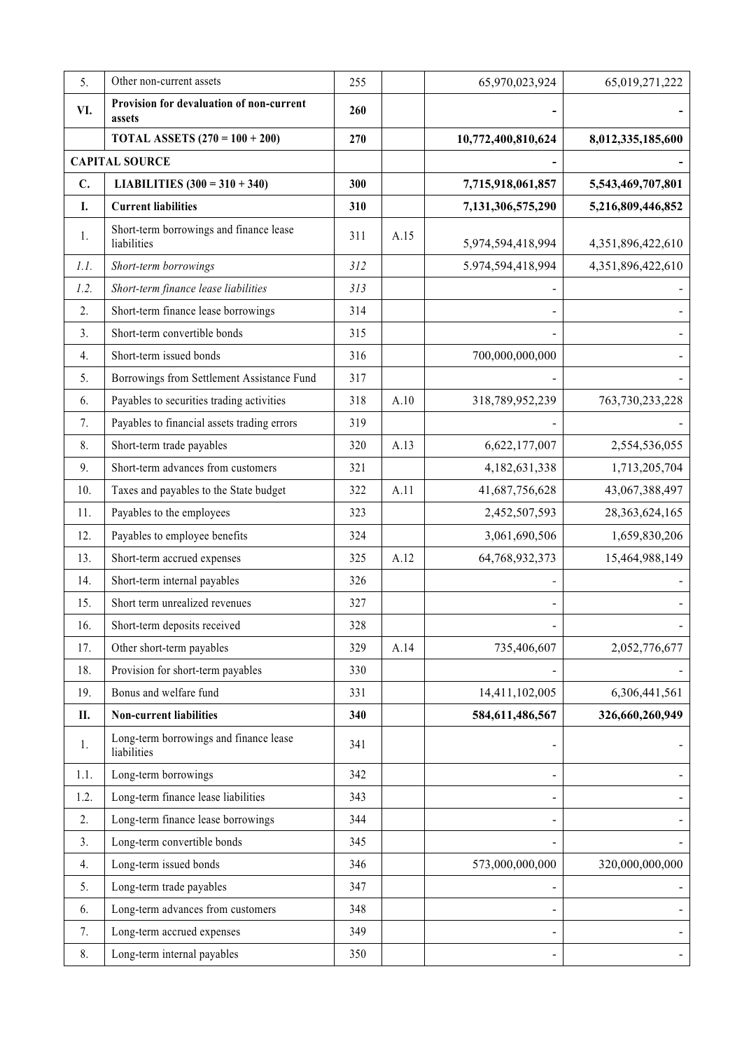| | | | | | |
|---|---|---|---|---|---|
| 5. | Other non-current assets | 255 | | 65,970,023,924 | 65,019,271,222 |
| **VI.** | **Provision for devaluation of non-current assets** | **260** | | **-** | **-** |
| | **TOTAL ASSETS (270 = 100 + 200)** | **270** | | **10,772,400,810,624** | **8,012,335,185,600** |
| **CAPITAL SOURCE** | | | | **-** | **-** |
| **C.** | **LIABILITIES (300 = 310 + 340)** | **300** | | **7,715,918,061,857** | **5,543,469,707,801** |
| **I.** | **Current liabilities** | **310** | | **7,131,306,575,290** | **5,216,809,446,852** |
| 1. | Short-term borrowings and finance lease liabilities | 311 | A.15 | 5,974,594,418,994 | 4,351,896,422,610 |
| *1.1.* | *Short-term borrowings* | *312* | | 5.974,594,418,994 | 4,351,896,422,610 |
| *1.2.* | *Short-term finance lease liabilities* | *313* | | - | - |
| 2. | Short-term finance lease borrowings | 314 | | - | - |
| 3. | Short-term convertible bonds | 315 | | - | - |
| 4. | Short-term issued bonds | 316 | | 700,000,000,000 | - |
| 5. | Borrowings from Settlement Assistance Fund | 317 | | - | - |
| 6. | Payables to securities trading activities | 318 | A.10 | 318,789,952,239 | 763,730,233,228 |
| 7. | Payables to financial assets trading errors | 319 | | - | - |
| 8. | Short-term trade payables | 320 | A.13 | 6,622,177,007 | 2,554,536,055 |
| 9. | Short-term advances from customers | 321 | | 4,182,631,338 | 1,713,205,704 |
| 10. | Taxes and payables to the State budget | 322 | A.11 | 41,687,756,628 | 43,067,388,497 |
| 11. | Payables to the employees | 323 | | 2,452,507,593 | 28,363,624,165 |
| 12. | Payables to employee benefits | 324 | | 3,061,690,506 | 1,659,830,206 |
| 13. | Short-term accrued expenses | 325 | A.12 | 64,768,932,373 | 15,464,988,149 |
| 14. | Short-term internal payables | 326 | | - | - |
| 15. | Short term unrealized revenues | 327 | | - | - |
| 16. | Short-term deposits received | 328 | | - | - |
| 17. | Other short-term payables | 329 | A.14 | 735,406,607 | 2,052,776,677 |
| 18. | Provision for short-term payables | 330 | | - | - |
| 19. | Bonus and welfare fund | 331 | | 14,411,102,005 | 6,306,441,561 |
| **II.** | **Non-current liabilities** | **340** | | **584,611,486,567** | **326,660,260,949** |
| 1. | Long-term borrowings and finance lease liabilities | 341 | | - | - |
| 1.1. | Long-term borrowings | 342 | | - | - |
| 1.2. | Long-term finance lease liabilities | 343 | | - | - |
| 2. | Long-term finance lease borrowings | 344 | | - | - |
| 3. | Long-term convertible bonds | 345 | | - | - |
| 4. | Long-term issued bonds | 346 | | 573,000,000,000 | 320,000,000,000 |
| 5. | Long-term trade payables | 347 | | - | - |
| 6. | Long-term advances from customers | 348 | | - | - |
| 7. | Long-term accrued expenses | 349 | | - | - |
| 8. | Long-term internal payables | 350 | | - | - |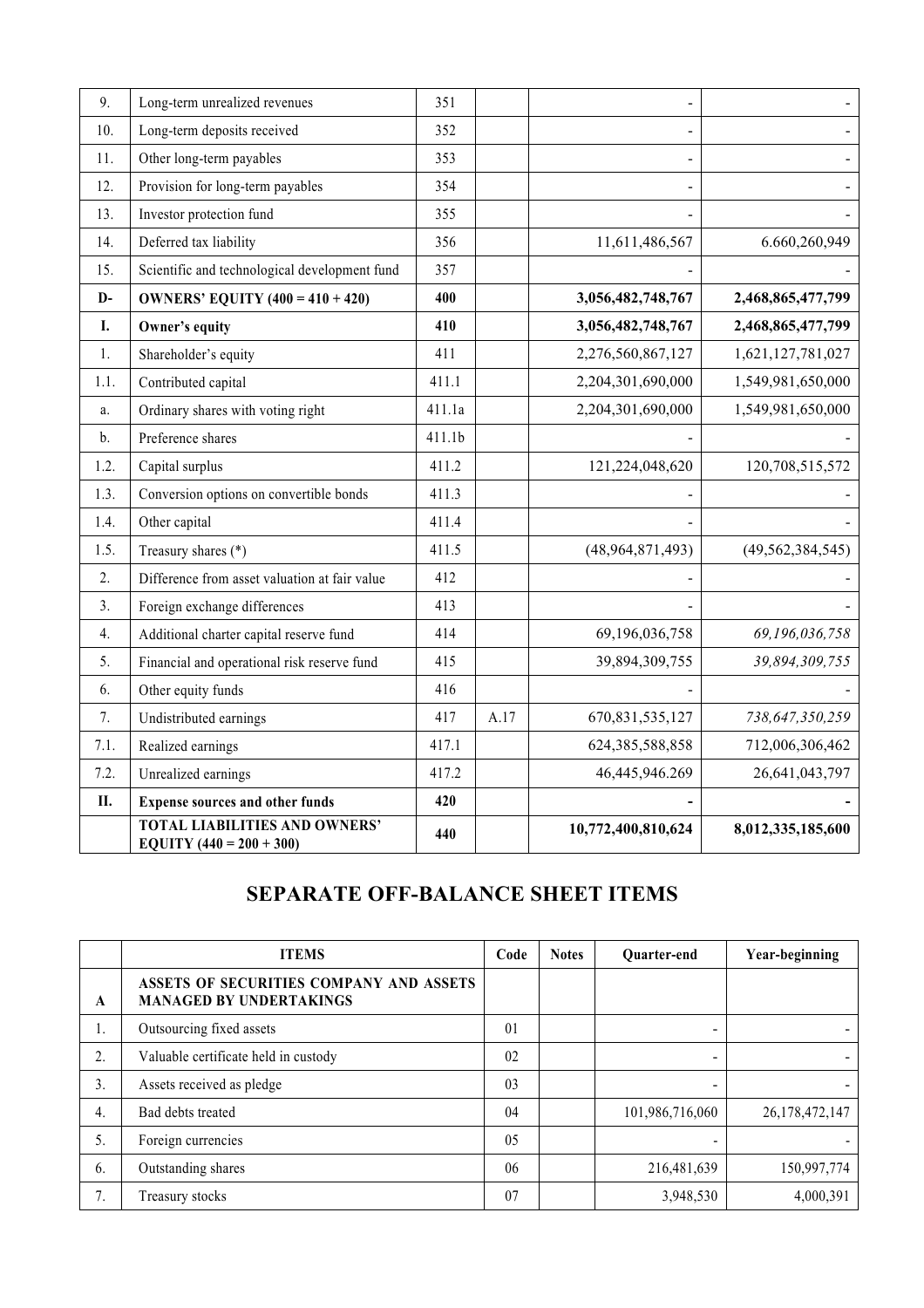| | | | | | |
|---|---|---|---|---|---|
| 9. | Long-term unrealized revenues | 351 | | - | - |
| 10. | Long-term deposits received | 352 | | - | - |
| 11. | Other long-term payables | 353 | | - | - |
| 12. | Provision for long-term payables | 354 | | - | - |
| 13. | Investor protection fund | 355 | | - | - |
| 14. | Deferred tax liability | 356 | | 11,611,486,567 | 6.660,260,949 |
| 15. | Scientific and technological development fund | 357 | | - | - |
| **D-** | **OWNERS' EQUITY (400 = 410 + 420)** | **400** | | **3,056,482,748,767** | **2,468,865,477,799** |
| **I.** | **Owner's equity** | **410** | | **3,056,482,748,767** | **2,468,865,477,799** |
| 1. | Shareholder's equity | 411 | | 2,276,560,867,127 | 1,621,127,781,027 |
| 1.1. | Contributed capital | 411.1 | | 2,204,301,690,000 | 1,549,981,650,000 |
| a. | Ordinary shares with voting right | 411.1a | | 2,204,301,690,000 | 1,549,981,650,000 |
| b. | Preference shares | 411.1b | | - | - |
| 1.2. | Capital surplus | 411.2 | | 121,224,048,620 | 120,708,515,572 |
| 1.3. | Conversion options on convertible bonds | 411.3 | | - | - |
| 1.4. | Other capital | 411.4 | | - | - |
| 1.5. | Treasury shares (*) | 411.5 | | (48,964,871,493) | (49,562,384,545) |
| 2. | Difference from asset valuation at fair value | 412 | | - | - |
| 3. | Foreign exchange differences | 413 | | - | - |
| 4. | Additional charter capital reserve fund | 414 | | 69,196,036,758 | *69,196,036,758* |
| 5. | Financial and operational risk reserve fund | 415 | | 39,894,309,755 | *39,894,309,755* |
| 6. | Other equity funds | 416 | | - | - |
| 7. | Undistributed earnings | 417 | A.17 | 670,831,535,127 | *738,647,350,259* |
| 7.1. | Realized earnings | 417.1 | | 624,385,588,858 | 712,006,306,462 |
| 7.2. | Unrealized earnings | 417.2 | | 46,445,946.269 | 26,641,043,797 |
| **II.** | **Expense sources and other funds** | **420** | | **-** | **-** |
| | **TOTAL LIABILITIES AND OWNERS' EQUITY (440 = 200 + 300)** | **440** | | **10,772,400,810,624** | **8,012,335,185,600** |

## SEPARATE OFF-BALANCE SHEET ITEMS

| | ITEMS | Code | Notes | Quarter-end | Year-beginning |
|---|---|---|---|---|---|
| **A** | **ASSETS OF SECURITIES COMPANY AND ASSETS MANAGED BY UNDERTAKINGS** | | | | |
| 1. | Outsourcing fixed assets | 01 | | - | - |
| 2. | Valuable certificate held in custody | 02 | | - | - |
| 3. | Assets received as pledge | 03 | | - | - |
| 4. | Bad debts treated | 04 | | 101,986,716,060 | 26,178,472,147 |
| 5. | Foreign currencies | 05 | | - | - |
| 6. | Outstanding shares | 06 | | 216,481,639 | 150,997,774 |
| 7. | Treasury stocks | 07 | | 3,948,530 | 4,000,391 |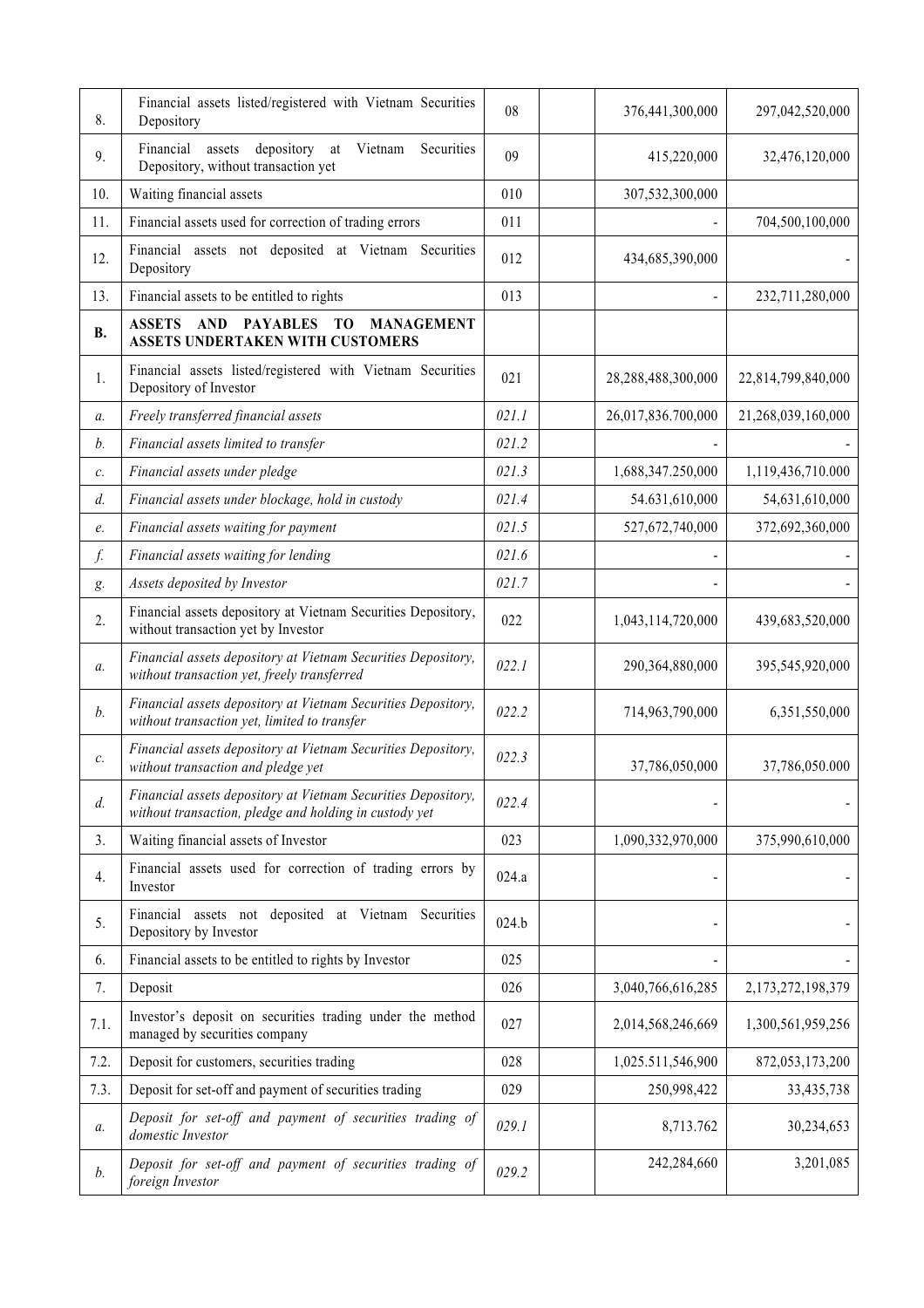| | | | | | |
|---|---|---|---|---|---|
| 8. | Financial assets listed/registered with Vietnam Securities Depository | 08 | | 376,441,300,000 | 297,042,520,000 |
| 9. | Financial assets depository at Vietnam Securities Depository, without transaction yet | 09 | | 415,220,000 | 32,476,120,000 |
| 10. | Waiting financial assets | 010 | | 307,532,300,000 | |
| 11. | Financial assets used for correction of trading errors | 011 | | - | 704,500,100,000 |
| 12. | Financial assets not deposited at Vietnam Securities Depository | 012 | | 434,685,390,000 | - |
| 13. | Financial assets to be entitled to rights | 013 | | - | 232,711,280,000 |
| **B.** | **ASSETS AND PAYABLES TO MANAGEMENT ASSETS UNDERTAKEN WITH CUSTOMERS** | | | | |
| 1. | Financial assets listed/registered with Vietnam Securities Depository of Investor | 021 | | 28,288,488,300,000 | 22,814,799,840,000 |
| *a.* | *Freely transferred financial assets* | *021.1* | | 26,017,836.700,000 | 21,268,039,160,000 |
| *b.* | *Financial assets limited to transfer* | *021.2* | | - | - |
| *c.* | *Financial assets under pledge* | *021.3* | | 1,688,347.250,000 | 1,119,436,710.000 |
| *d.* | *Financial assets under blockage, hold in custody* | *021.4* | | 54.631,610,000 | 54,631,610,000 |
| *e.* | *Financial assets waiting for payment* | *021.5* | | 527,672,740,000 | 372,692,360,000 |
| *f.* | *Financial assets waiting for lending* | *021.6* | | - | - |
| *g.* | *Assets deposited by Investor* | *021.7* | | - | - |
| 2. | Financial assets depository at Vietnam Securities Depository, without transaction yet by Investor | 022 | | 1,043,114,720,000 | 439,683,520,000 |
| *a.* | *Financial assets depository at Vietnam Securities Depository, without transaction yet, freely transferred* | *022.1* | | 290,364,880,000 | 395,545,920,000 |
| *b.* | *Financial assets depository at Vietnam Securities Depository, without transaction yet, limited to transfer* | *022.2* | | 714,963,790,000 | 6,351,550,000 |
| *c.* | *Financial assets depository at Vietnam Securities Depository, without transaction and pledge yet* | *022.3* | | 37,786,050,000 | 37,786,050.000 |
| *d.* | *Financial assets depository at Vietnam Securities Depository, without transaction, pledge and holding in custody yet* | *022.4* | | - | - |
| 3. | Waiting financial assets of Investor | 023 | | 1,090,332,970,000 | 375,990,610,000 |
| 4. | Financial assets used for correction of trading errors by Investor | 024.a | | - | - |
| 5. | Financial assets not deposited at Vietnam Securities Depository by Investor | 024.b | | - | - |
| 6. | Financial assets to be entitled to rights by Investor | 025 | | - | - |
| 7. | Deposit | 026 | | 3,040,766,616,285 | 2,173,272,198,379 |
| 7.1. | Investor's deposit on securities trading under the method managed by securities company | 027 | | 2,014,568,246,669 | 1,300,561,959,256 |
| 7.2. | Deposit for customers, securities trading | 028 | | 1,025.511,546,900 | 872,053,173,200 |
| 7.3. | Deposit for set-off and payment of securities trading | 029 | | 250,998,422 | 33,435,738 |
| *a.* | *Deposit for set-off and payment of securities trading of domestic Investor* | *029.1* | | 8,713.762 | 30,234,653 |
| *b.* | *Deposit for set-off and payment of securities trading of foreign Investor* | *029.2* | | 242,284,660 | 3,201,085 |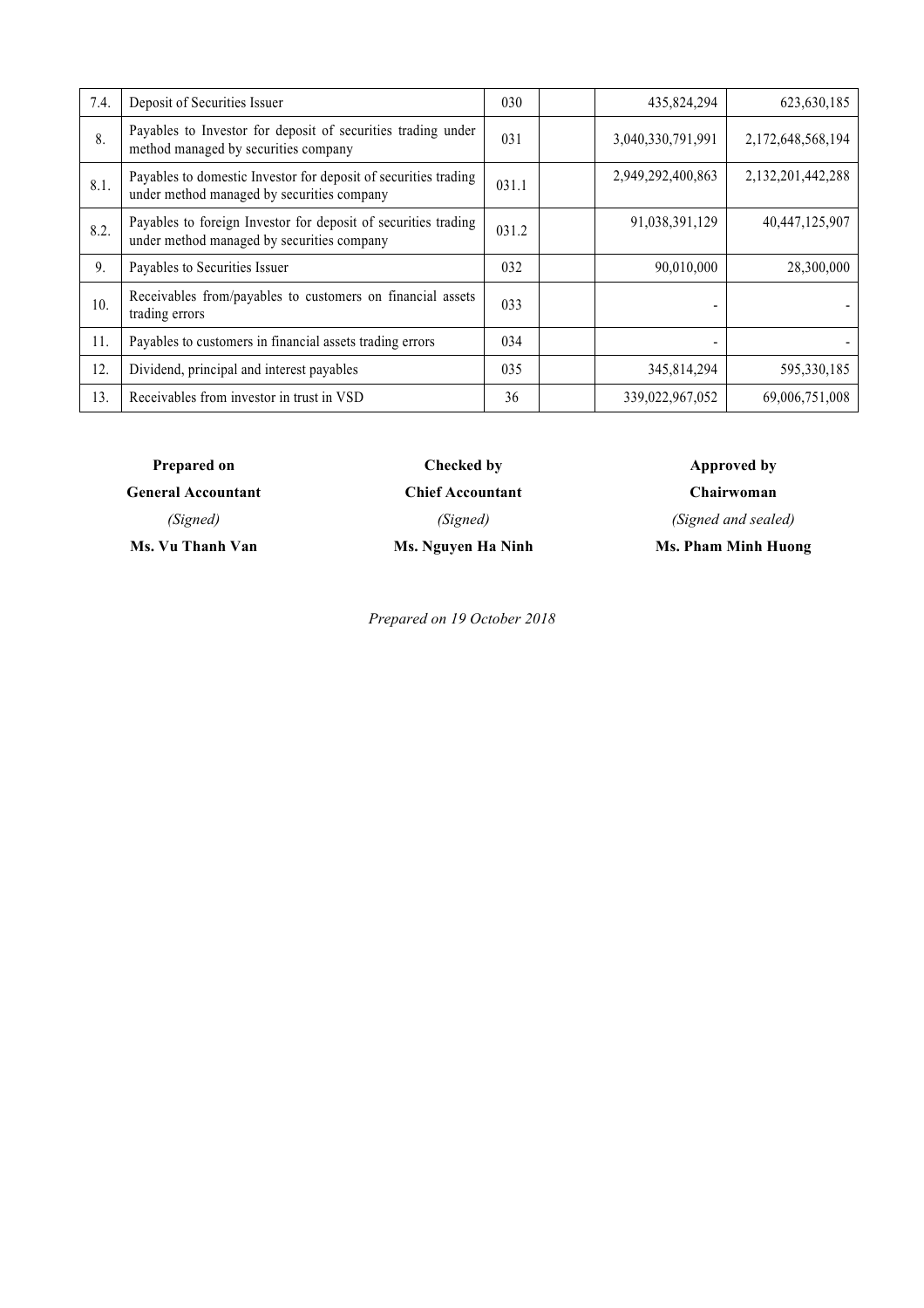| 7.4. | Deposit of Securities Issuer | 030 | | 435,824,294 | 623,630,185 |
|---|---|---|---|---|---|
| 8. | Payables to Investor for deposit of securities trading under method managed by securities company | 031 | | 3,040,330,791,991 | 2,172,648,568,194 |
| 8.1. | Payables to domestic Investor for deposit of securities trading under method managed by securities company | 031.1 | | 2,949,292,400,863 | 2,132,201,442,288 |
| 8.2. | Payables to foreign Investor for deposit of securities trading under method managed by securities company | 031.2 | | 91,038,391,129 | 40,447,125,907 |
| 9. | Payables to Securities Issuer | 032 | | 90,010,000 | 28,300,000 |
| 10. | Receivables from/payables to customers on financial assets trading errors | 033 | | - | - |
| 11. | Payables to customers in financial assets trading errors | 034 | | - | - |
| 12. | Dividend, principal and interest payables | 035 | | 345,814,294 | 595,330,185 |
| 13. | Receivables from investor in trust in VSD | 36 | | 339,022,967,052 | 69,006,751,008 |

| Prepared on | Checked by | Approved by |
|---|---|---|
| **General Accountant** | **Chief Accountant** | **Chairwoman** |
| *(Signed)* | *(Signed)* | *(Signed and sealed)* |
| **Ms. Vu Thanh Van** | **Ms. Nguyen Ha Ninh** | **Ms. Pham Minh Huong** |

*Prepared on 19 October 2018*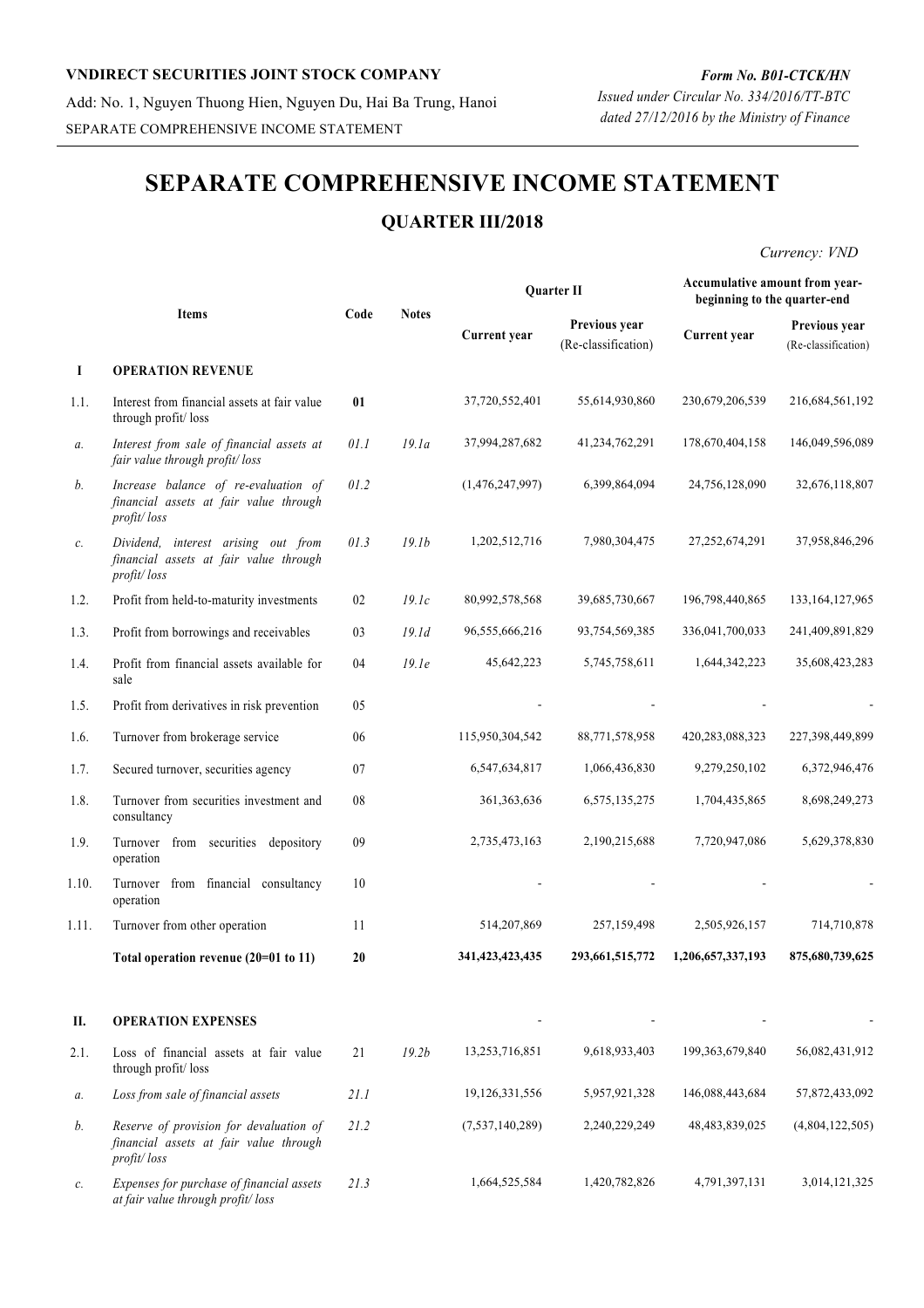**VNDIRECT SECURITIES JOINT STOCK COMPANY**

Add: No. 1, Nguyen Thuong Hien, Nguyen Du, Hai Ba Trung, Hanoi

SEPARATE COMPREHENSIVE INCOME STATEMENT

*Form No. B01-CTCK/HN*

*Issued under Circular No. 334/2016/TT-BTC dated 27/12/2016 by the Ministry of Finance*

# SEPARATE COMPREHENSIVE INCOME STATEMENT

## QUARTER III/2018

*Currency: VND*

| | Items | Code | Notes | Quarter II | | Accumulative amount from year-beginning to the quarter-end | |
|---|---|---|---|---|---|---|---|
| | | | | Current year | Previous year (Re-classification) | Current year | Previous year (Re-classification) |
| **I** | **OPERATION REVENUE** | | | | | | |
| 1.1. | Interest from financial assets at fair value through profit/ loss | **01** | | 37,720,552,401 | 55,614,930,860 | 230,679,206,539 | 216,684,561,192 |
| *a.* | *Interest from sale of financial assets at fair value through profit/ loss* | *01.1* | *19.1a* | 37,994,287,682 | 41,234,762,291 | 178,670,404,158 | 146,049,596,089 |
| *b.* | *Increase balance of re-evaluation of financial assets at fair value through profit/ loss* | *01.2* | | (1,476,247,997) | 6,399,864,094 | 24,756,128,090 | 32,676,118,807 |
| *c.* | *Dividend, interest arising out from financial assets at fair value through profit/ loss* | *01.3* | *19.1b* | 1,202,512,716 | 7,980,304,475 | 27,252,674,291 | 37,958,846,296 |
| 1.2. | Profit from held-to-maturity investments | 02 | *19.1c* | 80,992,578,568 | 39,685,730,667 | 196,798,440,865 | 133,164,127,965 |
| 1.3. | Profit from borrowings and receivables | 03 | *19.1d* | 96,555,666,216 | 93,754,569,385 | 336,041,700,033 | 241,409,891,829 |
| 1.4. | Profit from financial assets available for sale | 04 | *19.1e* | 45,642,223 | 5,745,758,611 | 1,644,342,223 | 35,608,423,283 |
| 1.5. | Profit from derivatives in risk prevention | 05 | | - | - | - | - |
| 1.6. | Turnover from brokerage service | 06 | | 115,950,304,542 | 88,771,578,958 | 420,283,088,323 | 227,398,449,899 |
| 1.7. | Secured turnover, securities agency | 07 | | 6,547,634,817 | 1,066,436,830 | 9,279,250,102 | 6,372,946,476 |
| 1.8. | Turnover from securities investment and consultancy | 08 | | 361,363,636 | 6,575,135,275 | 1,704,435,865 | 8,698,249,273 |
| 1.9. | Turnover from securities depository operation | 09 | | 2,735,473,163 | 2,190,215,688 | 7,720,947,086 | 5,629,378,830 |
| 1.10. | Turnover from financial consultancy operation | 10 | | - | - | - | - |
| 1.11. | Turnover from other operation | 11 | | 514,207,869 | 257,159,498 | 2,505,926,157 | 714,710,878 |
| | **Total operation revenue (20=01 to 11)** | **20** | | **341,423,423,435** | **293,661,515,772** | **1,206,657,337,193** | **875,680,739,625** |
| **II.** | **OPERATION EXPENSES** | | | - | - | - | - |
| 2.1. | Loss of financial assets at fair value through profit/ loss | 21 | *19.2b* | 13,253,716,851 | 9,618,933,403 | 199,363,679,840 | 56,082,431,912 |
| *a.* | *Loss from sale of financial assets* | *21.1* | | 19,126,331,556 | 5,957,921,328 | 146,088,443,684 | 57,872,433,092 |
| *b.* | *Reserve of provision for devaluation of financial assets at fair value through profit/ loss* | *21.2* | | (7,537,140,289) | 2,240,229,249 | 48,483,839,025 | (4,804,122,505) |
| *c.* | *Expenses for purchase of financial assets at fair value through profit/ loss* | *21.3* | | 1,664,525,584 | 1,420,782,826 | 4,791,397,131 | 3,014,121,325 |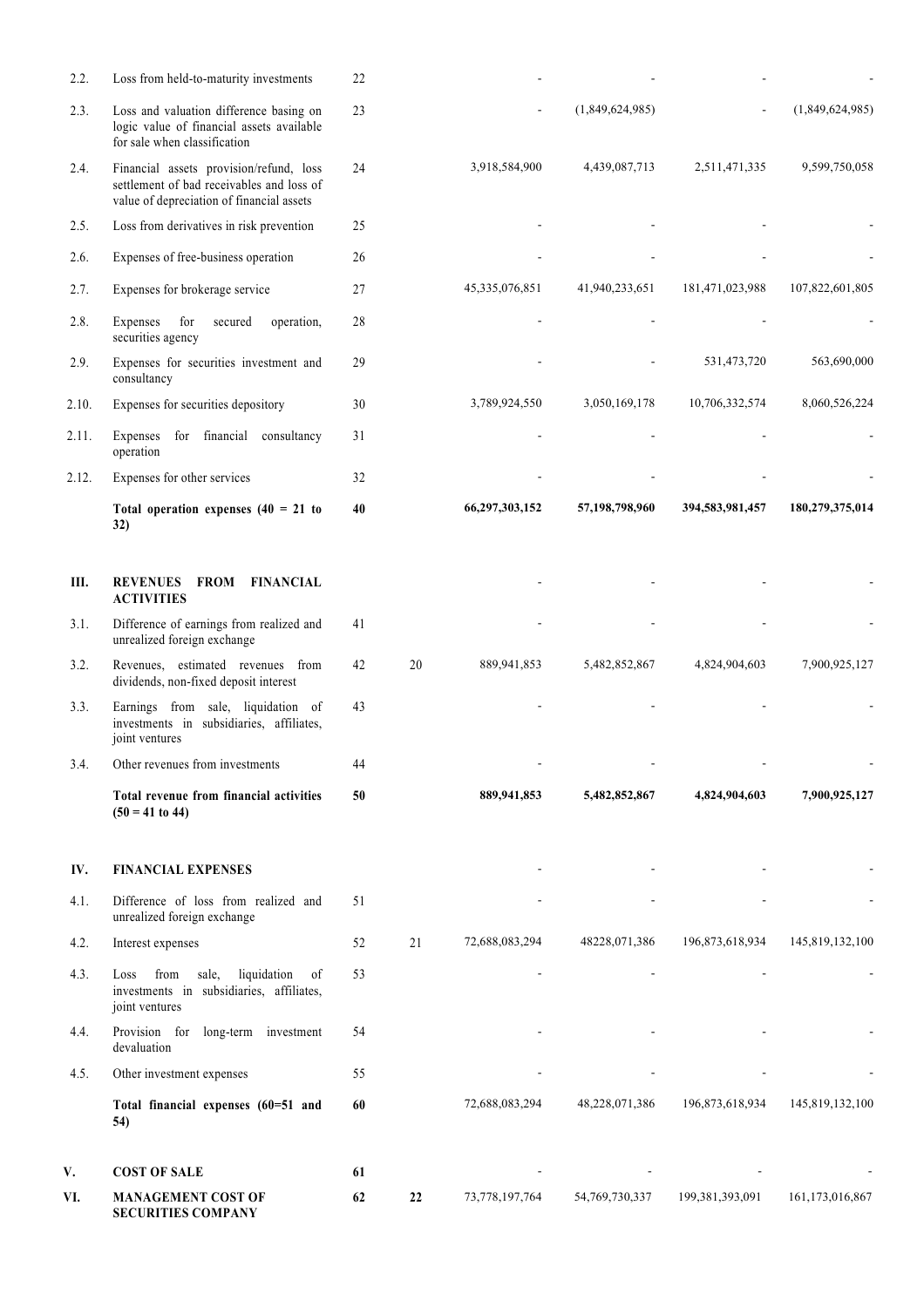| | | | | | | | |
|---|---|---|---|---|---|---|---|
| 2.2. | Loss from held-to-maturity investments | 22 | | - | - | - | - |
| 2.3. | Loss and valuation difference basing on logic value of financial assets available for sale when classification | 23 | | - | (1,849,624,985) | - | (1,849,624,985) |
| 2.4. | Financial assets provision/refund, loss settlement of bad receivables and loss of value of depreciation of financial assets | 24 | | 3,918,584,900 | 4,439,087,713 | 2,511,471,335 | 9,599,750,058 |
| 2.5. | Loss from derivatives in risk prevention | 25 | | - | - | - | - |
| 2.6. | Expenses of free-business operation | 26 | | - | - | - | - |
| 2.7. | Expenses for brokerage service | 27 | | 45,335,076,851 | 41,940,233,651 | 181,471,023,988 | 107,822,601,805 |
| 2.8. | Expenses for secured operation, securities agency | 28 | | - | - | - | - |
| 2.9. | Expenses for securities investment and consultancy | 29 | | - | - | 531,473,720 | 563,690,000 |
| 2.10. | Expenses for securities depository | 30 | | 3,789,924,550 | 3,050,169,178 | 10,706,332,574 | 8,060,526,224 |
| 2.11. | Expenses for financial consultancy operation | 31 | | - | - | - | - |
| 2.12. | Expenses for other services | 32 | | - | - | - | - |
| | **Total operation expenses (40 = 21 to 32)** | **40** | | **66,297,303,152** | **57,198,798,960** | **394,583,981,457** | **180,279,375,014** |
| **III.** | **REVENUES FROM FINANCIAL ACTIVITIES** | | | - | - | - | - |
| 3.1. | Difference of earnings from realized and unrealized foreign exchange | 41 | | - | - | - | - |
| 3.2. | Revenues, estimated revenues from dividends, non-fixed deposit interest | 42 | 20 | 889,941,853 | 5,482,852,867 | 4,824,904,603 | 7,900,925,127 |
| 3.3. | Earnings from sale, liquidation of investments in subsidiaries, affiliates, joint ventures | 43 | | - | - | - | - |
| 3.4. | Other revenues from investments | 44 | | - | - | - | - |
| | **Total revenue from financial activities (50 = 41 to 44)** | **50** | | **889,941,853** | **5,482,852,867** | **4,824,904,603** | **7,900,925,127** |
| **IV.** | **FINANCIAL EXPENSES** | | | - | - | - | - |
| 4.1. | Difference of loss from realized and unrealized foreign exchange | 51 | | - | - | - | - |
| 4.2. | Interest expenses | 52 | 21 | 72,688,083,294 | 48228,071,386 | 196,873,618,934 | 145,819,132,100 |
| 4.3. | Loss from sale, liquidation of investments in subsidiaries, affiliates, joint ventures | 53 | | - | - | - | - |
| 4.4. | Provision for long-term investment devaluation | 54 | | - | - | - | - |
| 4.5. | Other investment expenses | 55 | | - | - | - | - |
| | **Total financial expenses (60=51 and 54)** | **60** | | 72,688,083,294 | 48,228,071,386 | 196,873,618,934 | 145,819,132,100 |
| **V.** | **COST OF SALE** | **61** | | - | - | - | - |
| **VI.** | **MANAGEMENT COST OF SECURITIES COMPANY** | **62** | **22** | 73,778,197,764 | 54,769,730,337 | 199,381,393,091 | 161,173,016,867 |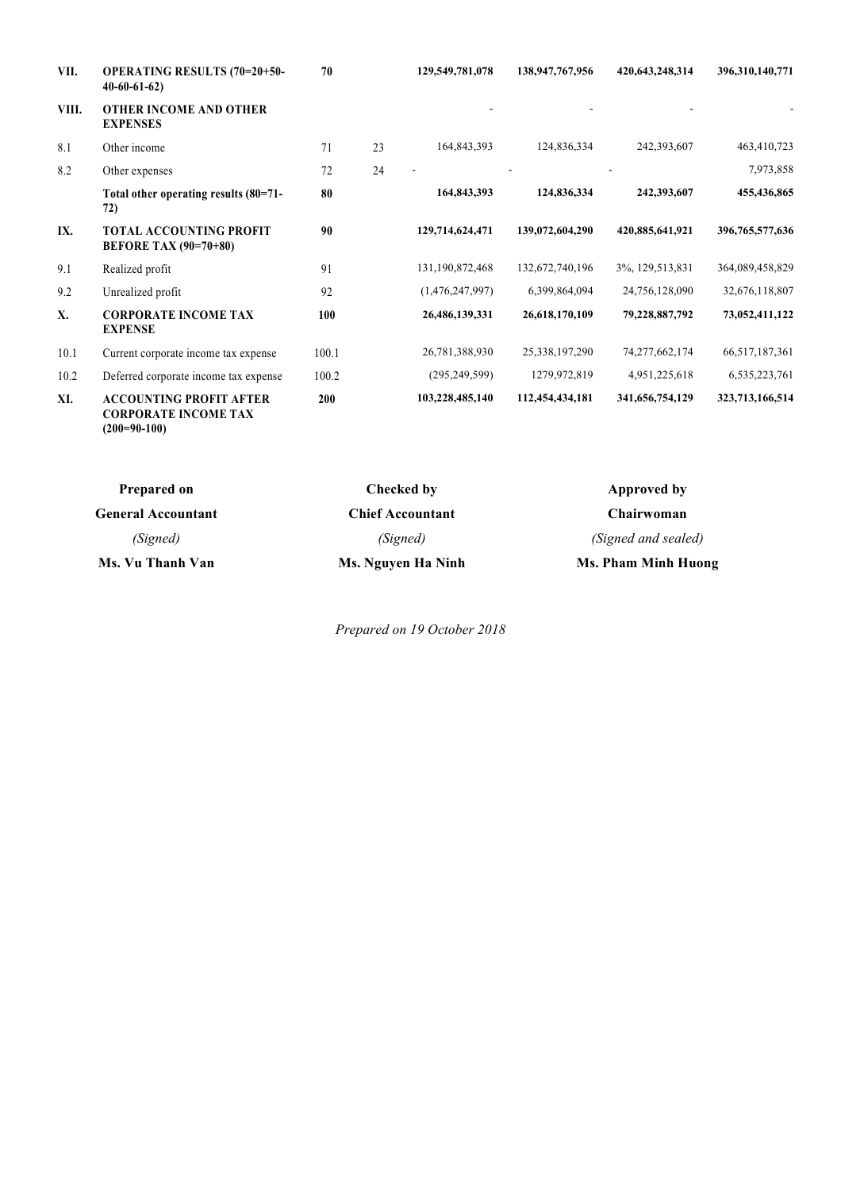| VII. | **OPERATING RESULTS (70=20+50-40-60-61-62)** | **70** | | **129,549,781,078** | **138,947,767,956** | **420,643,248,314** | **396,310,140,771** |
|---|---|---|---|---|---|---|---|
| **VIII.** | **OTHER INCOME AND OTHER EXPENSES** | | | - | - | - | - |
| 8.1 | Other income | 71 | 23 | 164,843,393 | 124,836,334 | 242,393,607 | 463,410,723 |
| 8.2 | Other expenses | 72 | 24 | - | - | - | 7,973,858 |
| | **Total other operating results (80=71-72)** | **80** | | **164,843,393** | **124,836,334** | **242,393,607** | **455,436,865** |
| **IX.** | **TOTAL ACCOUNTING PROFIT BEFORE TAX (90=70+80)** | **90** | | **129,714,624,471** | **139,072,604,290** | **420,885,641,921** | **396,765,577,636** |
| 9.1 | Realized profit | 91 | | 131,190,872,468 | 132,672,740,196 | 3%, 129,513,831 | 364,089,458,829 |
| 9.2 | Unrealized profit | 92 | | (1,476,247,997) | 6,399,864,094 | 24,756,128,090 | 32,676,118,807 |
| **X.** | **CORPORATE INCOME TAX EXPENSE** | **100** | | **26,486,139,331** | **26,618,170,109** | **79,228,887,792** | **73,052,411,122** |
| 10.1 | Current corporate income tax expense | 100.1 | | 26,781,388,930 | 25,338,197,290 | 74,277,662,174 | 66,517,187,361 |
| 10.2 | Deferred corporate income tax expense | 100.2 | | (295,249,599) | 1279,972,819 | 4,951,225,618 | 6,535,223,761 |
| **XI.** | **ACCOUNTING PROFIT AFTER CORPORATE INCOME TAX (200=90-100)** | **200** | | **103,228,485,140** | **112,454,434,181** | **341,656,754,129** | **323,713,166,514** |

| **Prepared on** | **Checked by** | **Approved by** |
|---|---|---|
| **General Accountant** | **Chief Accountant** | **Chairwoman** |
| *(Signed)* | *(Signed)* | *(Signed and sealed)* |
| **Ms. Vu Thanh Van** | **Ms. Nguyen Ha Ninh** | **Ms. Pham Minh Huong** |

*Prepared on 19 October 2018*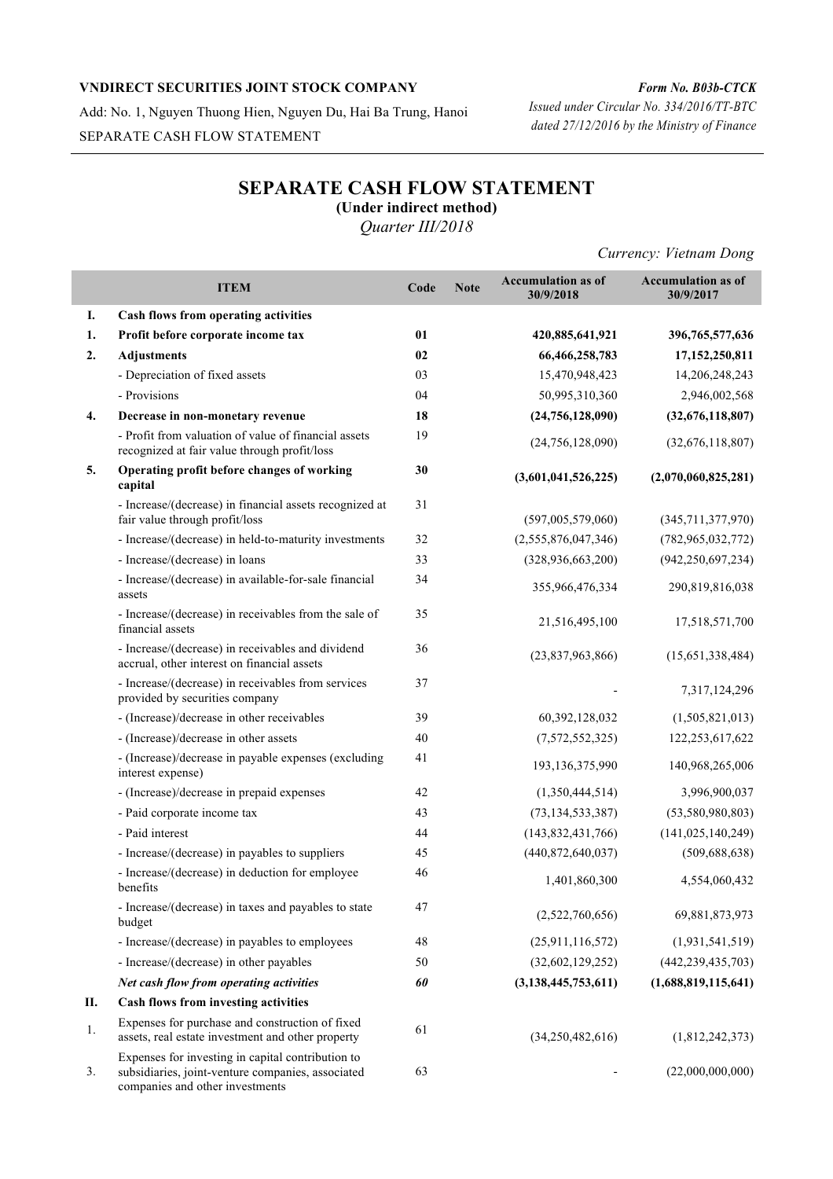**VNDIRECT SECURITIES JOINT STOCK COMPANY**

Add: No. 1, Nguyen Thuong Hien, Nguyen Du, Hai Ba Trung, Hanoi

SEPARATE CASH FLOW STATEMENT

***Form No. B03b-CTCK***

*Issued under Circular No. 334/2016/TT-BTC dated 27/12/2016 by the Ministry of Finance*

# SEPARATE CASH FLOW STATEMENT

**(Under indirect method)**

*Quarter III/2018*

*Currency: Vietnam Dong*

| | ITEM | Code | Note | Accumulation as of 30/9/2018 | Accumulation as of 30/9/2017 |
|---|---|---|---|---|---|
| **I.** | **Cash flows from operating activities** | | | | |
| **1.** | **Profit before corporate income tax** | **01** | | **420,885,641,921** | **396,765,577,636** |
| **2.** | **Adjustments** | **02** | | **66,466,258,783** | **17,152,250,811** |
| | - Depreciation of fixed assets | 03 | | 15,470,948,423 | 14,206,248,243 |
| | - Provisions | 04 | | 50,995,310,360 | 2,946,002,568 |
| **4.** | **Decrease in non-monetary revenue** | **18** | | **(24,756,128,090)** | **(32,676,118,807)** |
| | - Profit from valuation of value of financial assets recognized at fair value through profit/loss | 19 | | (24,756,128,090) | (32,676,118,807) |
| **5.** | **Operating profit before changes of working capital** | **30** | | **(3,601,041,526,225)** | **(2,070,060,825,281)** |
| | - Increase/(decrease) in financial assets recognized at fair value through profit/loss | 31 | | (597,005,579,060) | (345,711,377,970) |
| | - Increase/(decrease) in held-to-maturity investments | 32 | | (2,555,876,047,346) | (782,965,032,772) |
| | - Increase/(decrease) in loans | 33 | | (328,936,663,200) | (942,250,697,234) |
| | - Increase/(decrease) in available-for-sale financial assets | 34 | | 355,966,476,334 | 290,819,816,038 |
| | - Increase/(decrease) in receivables from the sale of financial assets | 35 | | 21,516,495,100 | 17,518,571,700 |
| | - Increase/(decrease) in receivables and dividend accrual, other interest on financial assets | 36 | | (23,837,963,866) | (15,651,338,484) |
| | - Increase/(decrease) in receivables from services provided by securities company | 37 | | - | 7,317,124,296 |
| | - (Increase)/decrease in other receivables | 39 | | 60,392,128,032 | (1,505,821,013) |
| | - (Increase)/decrease in other assets | 40 | | (7,572,552,325) | 122,253,617,622 |
| | - (Increase)/decrease in payable expenses (excluding interest expense) | 41 | | 193,136,375,990 | 140,968,265,006 |
| | - (Increase)/decrease in prepaid expenses | 42 | | (1,350,444,514) | 3,996,900,037 |
| | - Paid corporate income tax | 43 | | (73,134,533,387) | (53,580,980,803) |
| | - Paid interest | 44 | | (143,832,431,766) | (141,025,140,249) |
| | - Increase/(decrease) in payables to suppliers | 45 | | (440,872,640,037) | (509,688,638) |
| | - Increase/(decrease) in deduction for employee benefits | 46 | | 1,401,860,300 | 4,554,060,432 |
| | - Increase/(decrease) in taxes and payables to state budget | 47 | | (2,522,760,656) | 69,881,873,973 |
| | - Increase/(decrease) in payables to employees | 48 | | (25,911,116,572) | (1,931,541,519) |
| | - Increase/(decrease) in other payables | 50 | | (32,602,129,252) | (442,239,435,703) |
| | ***Net cash flow from operating activities*** | ***60*** | | **(3,138,445,753,611)** | **(1,688,819,115,641)** |
| **II.** | **Cash flows from investing activities** | | | | |
| 1. | Expenses for purchase and construction of fixed assets, real estate investment and other property | 61 | | (34,250,482,616) | (1,812,242,373) |
| 3. | Expenses for investing in capital contribution to subsidiaries, joint-venture companies, associated companies and other investments | 63 | | - | (22,000,000,000) |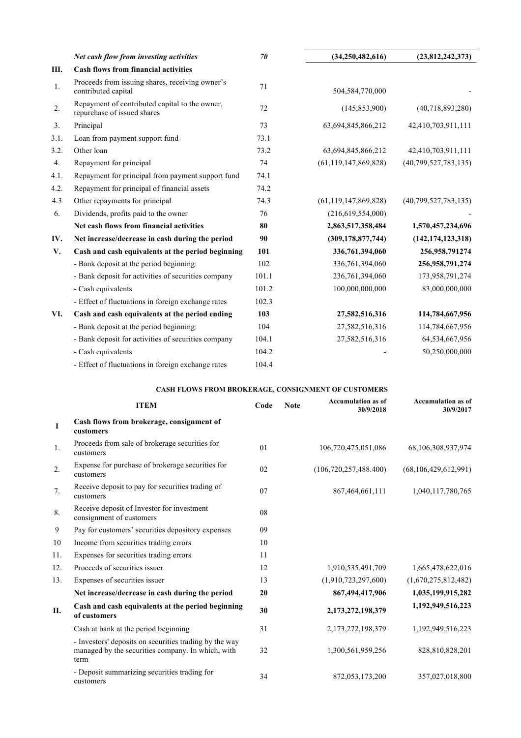| | | | | |
|---|---|---|---|---|
| | ***Net cash flow from investing activities*** | ***70*** | **(34,250,482,616)** | **(23,812,242,373)** |
| **III.** | **Cash flows from financial activities** | | | |
| 1. | Proceeds from issuing shares, receiving owner's contributed capital | 71 | 504,584,770,000 | - |
| 2. | Repayment of contributed capital to the owner, repurchase of issued shares | 72 | (145,853,900) | (40,718,893,280) |
| 3. | Principal | 73 | 63,694,845,866,212 | 42,410,703,911,111 |
| 3.1. | Loan from payment support fund | 73.1 | | |
| 3.2. | Other loan | 73.2 | 63,694,845,866,212 | 42,410,703,911,111 |
| 4. | Repayment for principal | 74 | (61,119,147,869,828) | (40,799,527,783,135) |
| 4.1. | Repayment for principal from payment support fund | 74.1 | | |
| 4.2. | Repayment for principal of financial assets | 74.2 | | |
| 4.3 | Other repayments for principal | 74.3 | (61,119,147,869,828) | (40,799,527,783,135) |
| 6. | Dividends, profits paid to the owner | 76 | (216,619,554,000) | - |
| | **Net cash flows from financial activities** | **80** | **2,863,517,358,484** | **1,570,457,234,696** |
| **IV.** | **Net increase/decrease in cash during the period** | **90** | **(309,178,877,744)** | **(142,174,123,318)** |
| **V.** | **Cash and cash equivalents at the period beginning** | **101** | **336,761,394,060** | **256,958,791274** |
| | - Bank deposit at the period beginning: | 102 | 336,761,394,060 | **256,958,791,274** |
| | - Bank deposit for activities of securities company | 101.1 | 236,761,394,060 | 173,958,791,274 |
| | - Cash equivalents | 101.2 | 100,000,000,000 | 83,000,000,000 |
| | - Effect of fluctuations in foreign exchange rates | 102.3 | | |
| **VI.** | **Cash and cash equivalents at the period ending** | **103** | **27,582,516,316** | **114,784,667,956** |
| | - Bank deposit at the period beginning: | 104 | 27,582,516,316 | 114,784,667,956 |
| | - Bank deposit for activities of securities company | 104.1 | 27,582,516,316 | 64,534,667,956 |
| | - Cash equivalents | 104.2 | - | 50,250,000,000 |
| | - Effect of fluctuations in foreign exchange rates | 104.4 | | |

**CASH FLOWS FROM BROKERAGE, CONSIGNMENT OF CUSTOMERS**

| | ITEM | Code | Note | Accumulation as of 30/9/2018 | Accumulation as of 30/9/2017 |
|---|---|---|---|---|---|
| **I** | **Cash flows from brokerage, consignment of customers** | | | | |
| 1. | Proceeds from sale of brokerage securities for customers | 01 | | 106,720,475,051,086 | 68,106,308,937,974 |
| 2. | Expense for purchase of brokerage securities for customers | 02 | | (106,720,257,488.400) | (68,106,429,612,991) |
| 7. | Receive deposit to pay for securities trading of customers | 07 | | 867,464,661,111 | 1,040,117,780,765 |
| 8. | Receive deposit of Investor for investment consignment of customers | 08 | | | |
| 9 | Pay for customers' securities depository expenses | 09 | | | |
| 10 | Income from securities trading errors | 10 | | | |
| 11. | Expenses for securities trading errors | 11 | | | |
| 12. | Proceeds of securities issuer | 12 | | 1,910,535,491,709 | 1,665,478,622,016 |
| 13. | Expenses of securities issuer | 13 | | (1,910,723,297,600) | (1,670,275,812,482) |
| | **Net increase/decrease in cash during the period** | **20** | | **867,494,417,906** | **1,035,199,915,282** |
| **II.** | **Cash and cash equivalents at the period beginning of customers** | **30** | | **2,173,272,198,379** | **1,192,949,516,223** |
| | Cash at bank at the period beginning | 31 | | 2,173,272,198,379 | 1,192,949,516,223 |
| | - Investors' deposits on securities trading by the way managed by the securities company. In which, with term | 32 | | 1,300,561,959,256 | 828,810,828,201 |
| | - Deposit summarizing securities trading for customers | 34 | | 872,053,173,200 | 357,027,018,800 |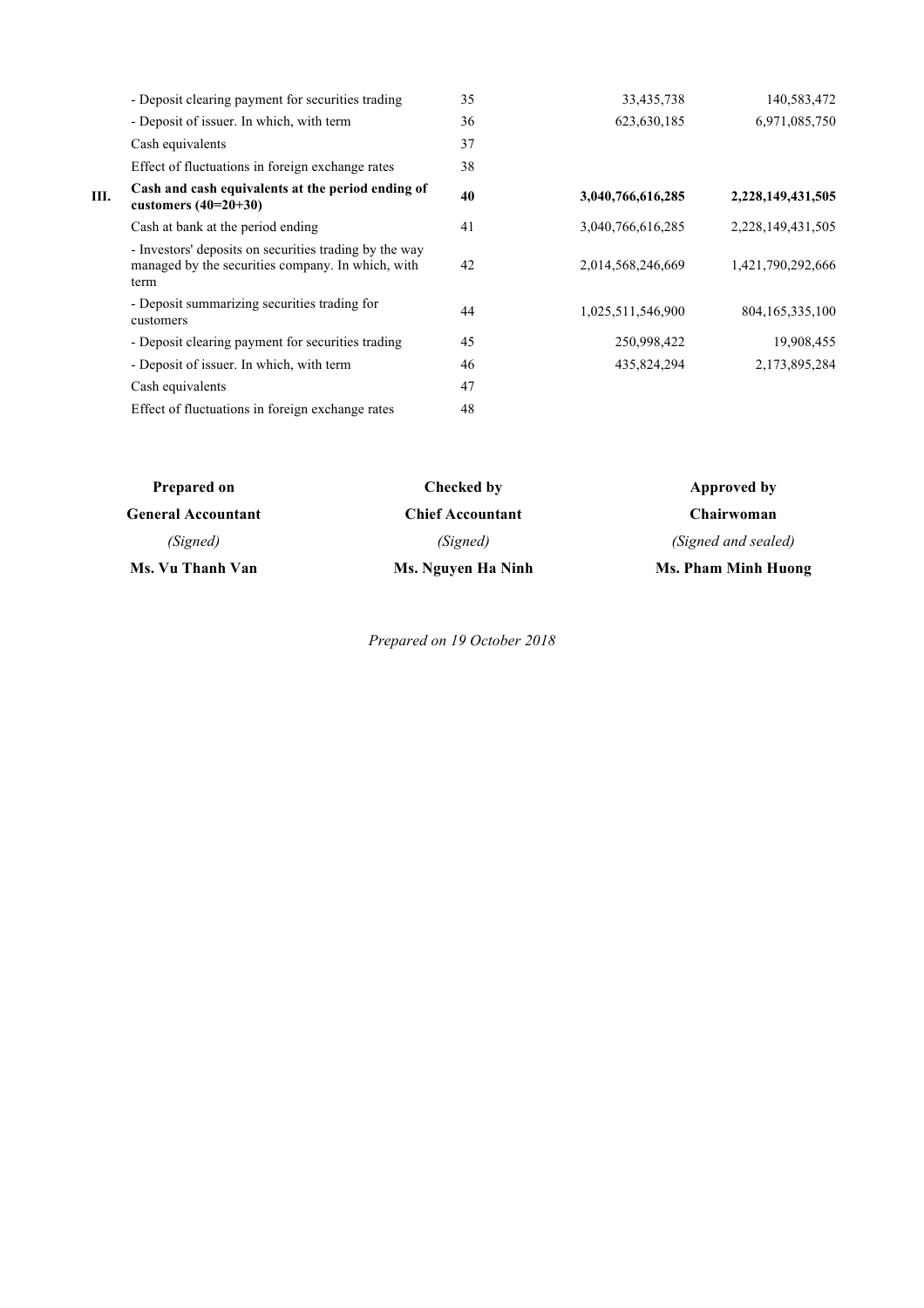| | | | | |
|---|---|---|---|---|
| | - Deposit clearing payment for securities trading | 35 | 33,435,738 | 140,583,472 |
| | - Deposit of issuer. In which, with term | 36 | 623,630,185 | 6,971,085,750 |
| | Cash equivalents | 37 | | |
| | Effect of fluctuations in foreign exchange rates | 38 | | |
| **III.** | **Cash and cash equivalents at the period ending of customers (40=20+30)** | **40** | **3,040,766,616,285** | **2,228,149,431,505** |
| | Cash at bank at the period ending | 41 | 3,040,766,616,285 | 2,228,149,431,505 |
| | - Investors' deposits on securities trading by the way managed by the securities company. In which, with term | 42 | 2,014,568,246,669 | 1,421,790,292,666 |
| | - Deposit summarizing securities trading for customers | 44 | 1,025,511,546,900 | 804,165,335,100 |
| | - Deposit clearing payment for securities trading | 45 | 250,998,422 | 19,908,455 |
| | - Deposit of issuer. In which, with term | 46 | 435,824,294 | 2,173,895,284 |
| | Cash equivalents | 47 | | |
| | Effect of fluctuations in foreign exchange rates | 48 | | |

| **Prepared on** | **Checked by** | **Approved by** |
|---|---|---|
| **General Accountant** | **Chief Accountant** | **Chairwoman** |
| *(Signed)* | *(Signed)* | *(Signed and sealed)* |
| **Ms. Vu Thanh Van** | **Ms. Nguyen Ha Ninh** | **Ms. Pham Minh Huong** |

*Prepared on 19 October 2018*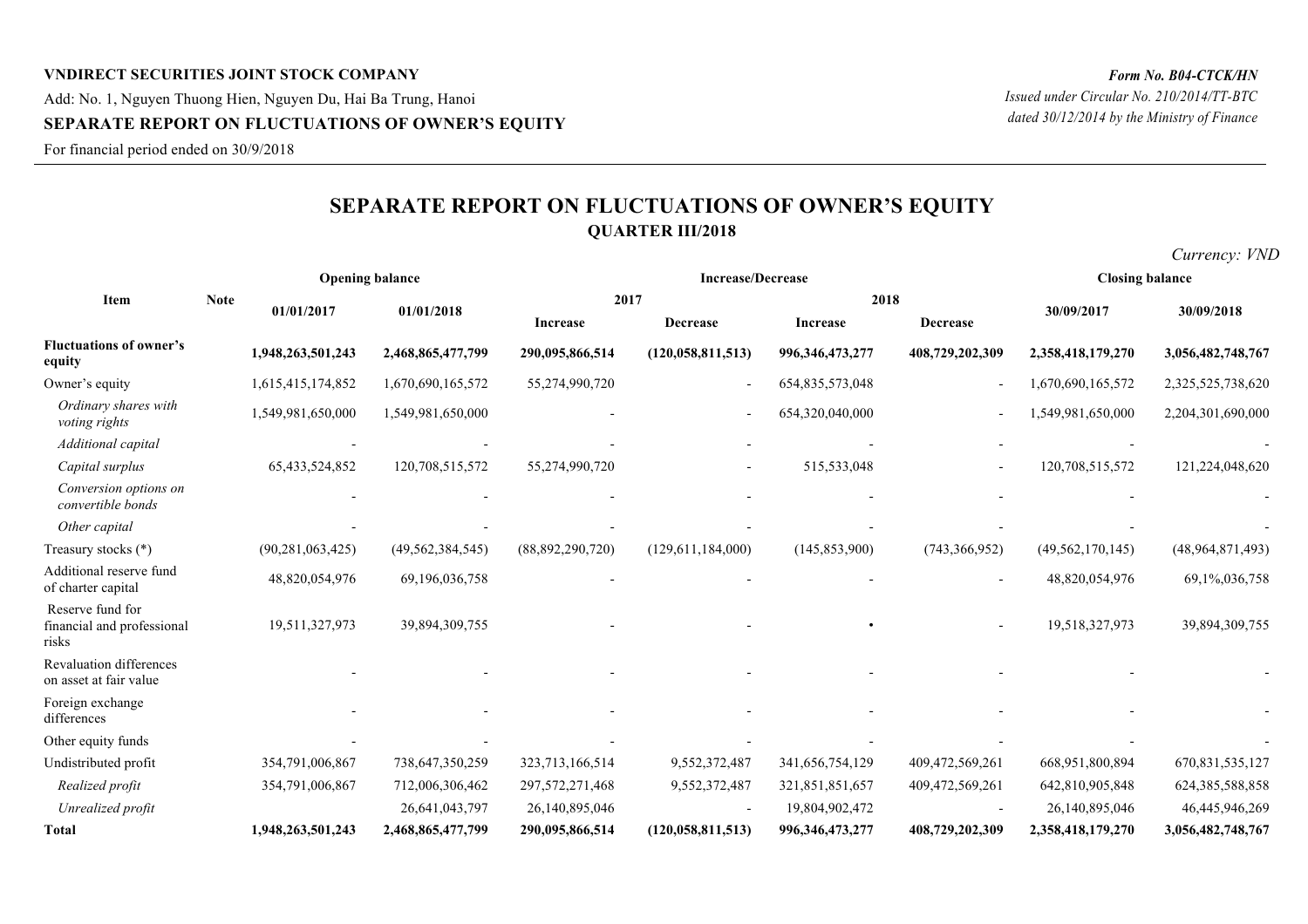**VNDIRECT SECURITIES JOINT STOCK COMPANY**

Add: No. 1, Nguyen Thuong Hien, Nguyen Du, Hai Ba Trung, Hanoi

**SEPARATE REPORT ON FLUCTUATIONS OF OWNER'S EQUITY**

For financial period ended on 30/9/2018

*Form No. B04-CTCK/HN*

*Issued under Circular No. 210/2014/TT-BTC dated 30/12/2014 by the Ministry of Finance*

# SEPARATE REPORT ON FLUCTUATIONS OF OWNER'S EQUITY

## QUARTER III/2018

*Currency: VND*

| Item | Note | Opening balance | | Increase/Decrease | | | | Closing balance | |
|---|---|---|---|---|---|---|---|---|---|
| | | 01/01/2017 | 01/01/2018 | 2017 | | 2018 | | 30/09/2017 | 30/09/2018 |
| | | | | Increase | Decrease | Increase | Decrease | | |
| **Fluctuations of owner's equity** | | **1,948,263,501,243** | **2,468,865,477,799** | **290,095,866,514** | **(120,058,811,513)** | **996,346,473,277** | **408,729,202,309** | **2,358,418,179,270** | **3,056,482,748,767** |
| Owner's equity | | 1,615,415,174,852 | 1,670,690,165,572 | 55,274,990,720 | - | 654,835,573,048 | - | 1,670,690,165,572 | 2,325,525,738,620 |
| *Ordinary shares with voting rights* | | 1,549,981,650,000 | 1,549,981,650,000 | - | - | 654,320,040,000 | - | 1,549,981,650,000 | 2,204,301,690,000 |
| *Additional capital* | | - | - | - | - | - | - | - | - |
| *Capital surplus* | | 65,433,524,852 | 120,708,515,572 | 55,274,990,720 | - | 515,533,048 | - | 120,708,515,572 | 121,224,048,620 |
| *Conversion options on convertible bonds* | | - | - | - | - | - | - | - | - |
| *Other capital* | | - | - | - | - | - | - | - | - |
| Treasury stocks (*) | | (90,281,063,425) | (49,562,384,545) | (88,892,290,720) | (129,611,184,000) | (145,853,900) | (743,366,952) | (49,562,170,145) | (48,964,871,493) |
| Additional reserve fund of charter capital | | 48,820,054,976 | 69,196,036,758 | - | - | - | - | 48,820,054,976 | 69,1%,036,758 |
| Reserve fund for financial and professional risks | | 19,511,327,973 | 39,894,309,755 | - | - | • | - | 19,518,327,973 | 39,894,309,755 |
| Revaluation differences on asset at fair value | | - | - | - | - | - | - | - | - |
| Foreign exchange differences | | - | - | - | - | - | - | - | - |
| Other equity funds | | - | - | - | - | - | - | - | - |
| Undistributed profit | | 354,791,006,867 | 738,647,350,259 | 323,713,166,514 | 9,552,372,487 | 341,656,754,129 | 409,472,569,261 | 668,951,800,894 | 670,831,535,127 |
| *Realized profit* | | 354,791,006,867 | 712,006,306,462 | 297,572,271,468 | 9,552,372,487 | 321,851,851,657 | 409,472,569,261 | 642,810,905,848 | 624,385,588,858 |
| *Unrealized profit* | | | 26,641,043,797 | 26,140,895,046 | - | 19,804,902,472 | - | 26,140,895,046 | 46,445,946,269 |
| **Total** | | **1,948,263,501,243** | **2,468,865,477,799** | **290,095,866,514** | **(120,058,811,513)** | **996,346,473,277** | **408,729,202,309** | **2,358,418,179,270** | **3,056,482,748,767** |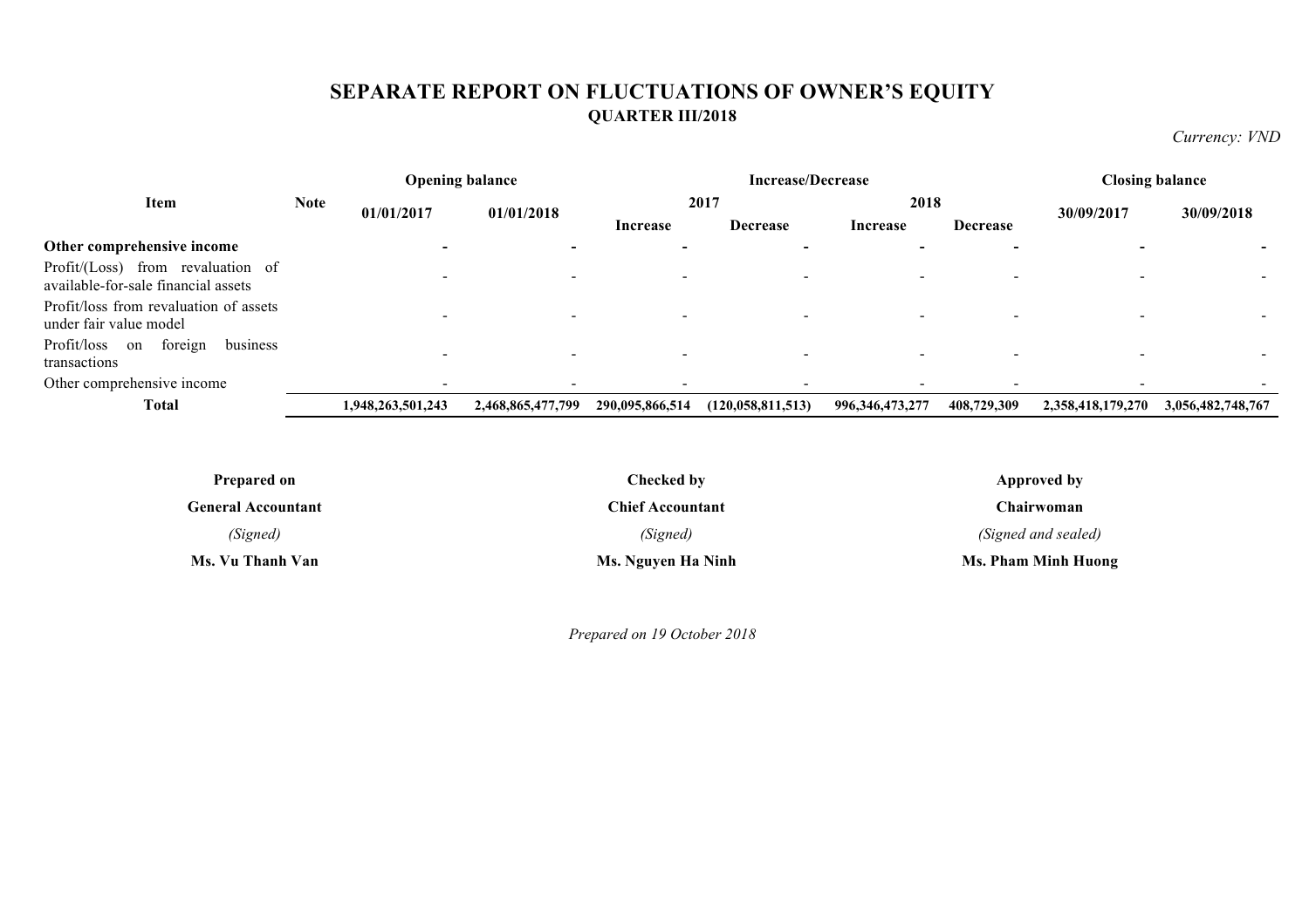# SEPARATE REPORT ON FLUCTUATIONS OF OWNER'S EQUITY

## QUARTER III/2018

*Currency: VND*

| Item | Note | Opening balance | | Increase/Decrease | | | | Closing balance | |
|---|---|---|---|---|---|---|---|---|---|
| | | 01/01/2017 | 01/01/2018 | 2017 | | 2018 | | 30/09/2017 | 30/09/2018 |
| | | | | Increase | Decrease | Increase | Decrease | | |
| **Other comprehensive income** | | **-** | **-** | **-** | **-** | **-** | **-** | **-** | **-** |
| Profit/(Loss) from revaluation of available-for-sale financial assets | | - | - | - | - | - | - | - | - |
| Profit/loss from revaluation of assets under fair value model | | - | - | - | - | - | - | - | - |
| Profit/loss on foreign business transactions | | - | - | - | - | - | - | - | - |
| Other comprehensive income | | - | - | - | - | - | - | - | - |
| **Total** | | **1,948,263,501,243** | **2,468,865,477,799** | **290,095,866,514** | **(120,058,811,513)** | **996,346,473,277** | **408,729,309** | **2,358,418,179,270** | **3,056,482,748,767** |

| Prepared on | Checked by | Approved by |
|---|---|---|
| **General Accountant** | **Chief Accountant** | **Chairwoman** |
| *(Signed)* | *(Signed)* | *(Signed and sealed)* |
| **Ms. Vu Thanh Van** | **Ms. Nguyen Ha Ninh** | **Ms. Pham Minh Huong** |

*Prepared on 19 October 2018*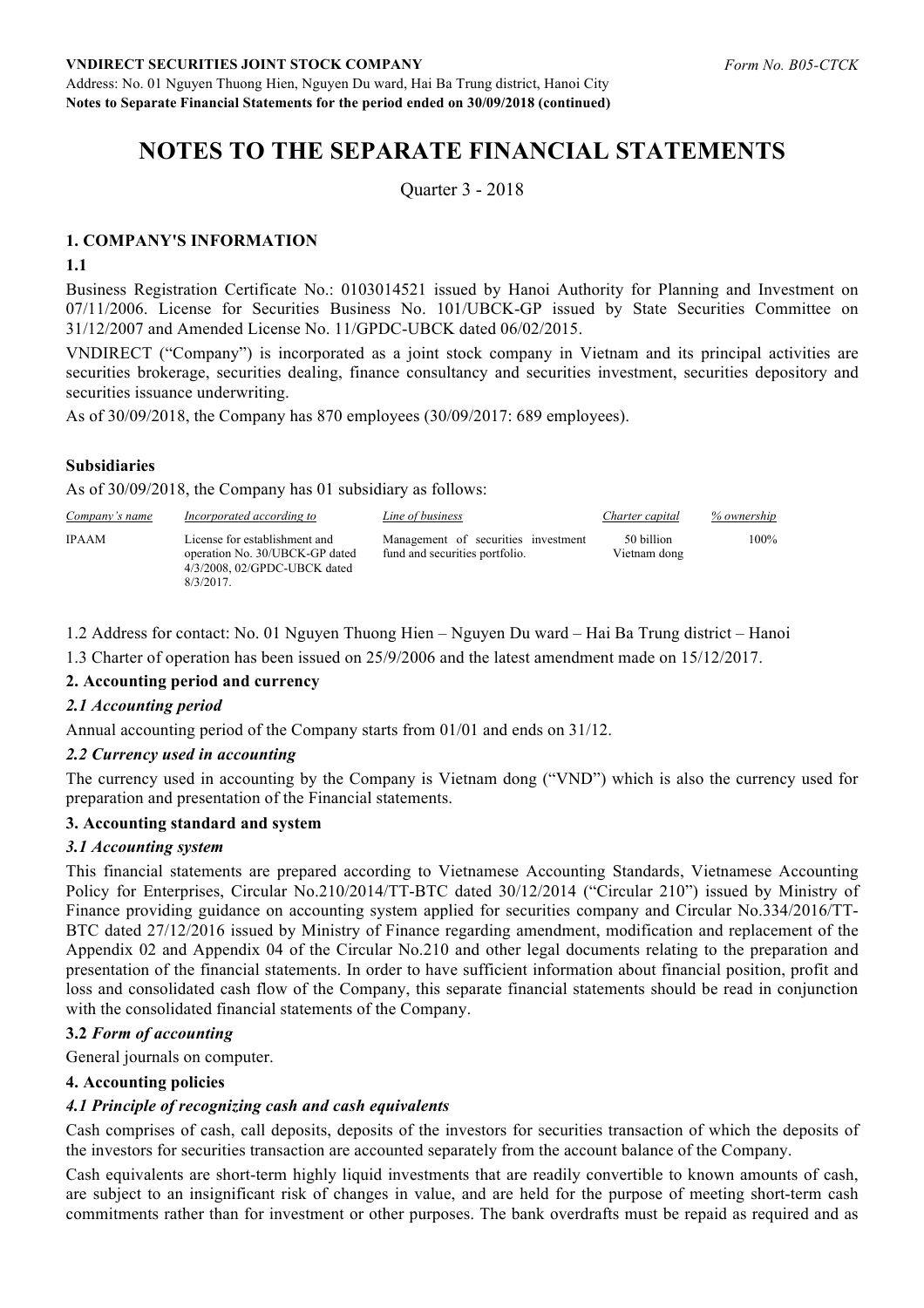# NOTES TO THE SEPARATE FINANCIAL STATEMENTS

Quarter 3 - 2018

## 1. COMPANY'S INFORMATION

**1.1**

Business Registration Certificate No.: 0103014521 issued by Hanoi Authority for Planning and Investment on 07/11/2006. License for Securities Business No. 101/UBCK-GP issued by State Securities Committee on 31/12/2007 and Amended License No. 11/GPDC-UBCK dated 06/02/2015.

VNDIRECT ("Company") is incorporated as a joint stock company in Vietnam and its principal activities are securities brokerage, securities dealing, finance consultancy and securities investment, securities depository and securities issuance underwriting.

As of 30/09/2018, the Company has 870 employees (30/09/2017: 689 employees).

**Subsidiaries**

As of 30/09/2018, the Company has 01 subsidiary as follows:

| *Company's name* | *Incorporated according to* | *Line of business* | *Charter capital* | *% ownership* |
|---|---|---|---|---|
| IPAAM | License for establishment and operation No. 30/UBCK-GP dated 4/3/2008, 02/GPDC-UBCK dated 8/3/2017. | Management of securities investment fund and securities portfolio. | 50 billion Vietnam dong | 100% |

1.2 Address for contact: No. 01 Nguyen Thuong Hien – Nguyen Du ward – Hai Ba Trung district – Hanoi

1.3 Charter of operation has been issued on 25/9/2006 and the latest amendment made on 15/12/2017.

## 2. Accounting period and currency

### *2.1 Accounting period*

Annual accounting period of the Company starts from 01/01 and ends on 31/12.

### *2.2 Currency used in accounting*

The currency used in accounting by the Company is Vietnam dong ("VND") which is also the currency used for preparation and presentation of the Financial statements.

## 3. Accounting standard and system

### *3.1 Accounting system*

This financial statements are prepared according to Vietnamese Accounting Standards, Vietnamese Accounting Policy for Enterprises, Circular No.210/2014/TT-BTC dated 30/12/2014 ("Circular 210") issued by Ministry of Finance providing guidance on accounting system applied for securities company and Circular No.334/2016/TT-BTC dated 27/12/2016 issued by Ministry of Finance regarding amendment, modification and replacement of the Appendix 02 and Appendix 04 of the Circular No.210 and other legal documents relating to the preparation and presentation of the financial statements. In order to have sufficient information about financial position, profit and loss and consolidated cash flow of the Company, this separate financial statements should be read in conjunction with the consolidated financial statements of the Company.

### **3.2** *Form of accounting*

General journals on computer.

## 4. Accounting policies

### *4.1 Principle of recognizing cash and cash equivalents*

Cash comprises of cash, call deposits, deposits of the investors for securities transaction of which the deposits of the investors for securities transaction are accounted separately from the account balance of the Company.

Cash equivalents are short-term highly liquid investments that are readily convertible to known amounts of cash, are subject to an insignificant risk of changes in value, and are held for the purpose of meeting short-term cash commitments rather than for investment or other purposes. The bank overdrafts must be repaid as required and as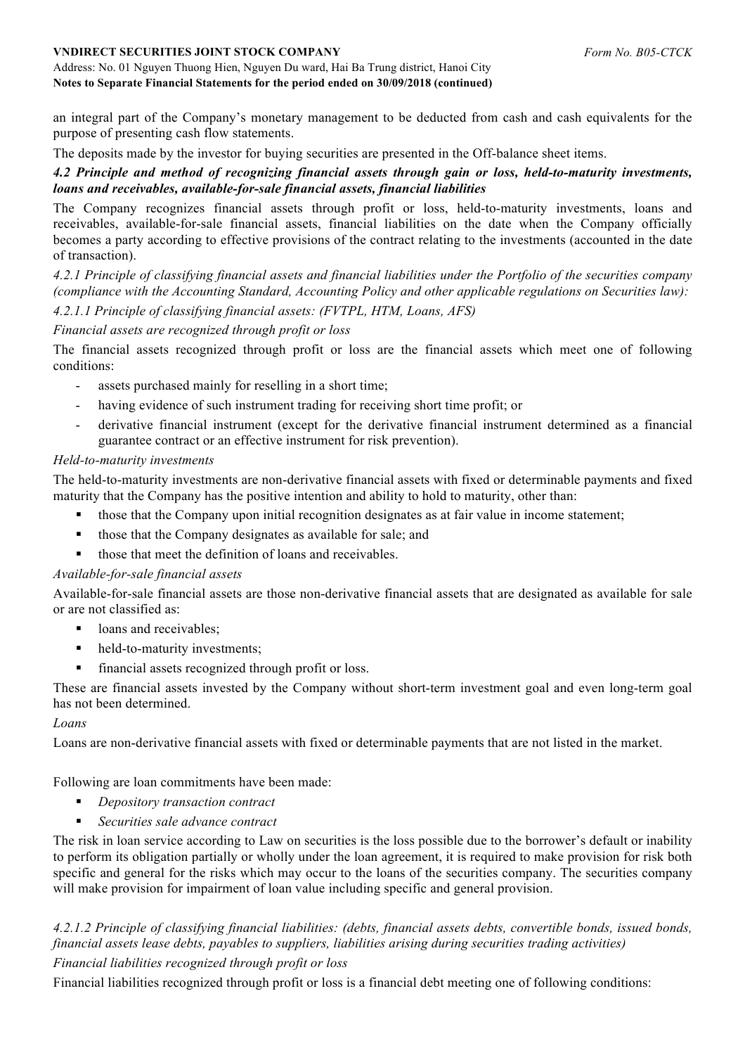an integral part of the Company's monetary management to be deducted from cash and cash equivalents for the purpose of presenting cash flow statements.

The deposits made by the investor for buying securities are presented in the Off-balance sheet items.

***4.2 Principle and method of recognizing financial assets through gain or loss, held-to-maturity investments, loans and receivables, available-for-sale financial assets, financial liabilities***

The Company recognizes financial assets through profit or loss, held-to-maturity investments, loans and receivables, available-for-sale financial assets, financial liabilities on the date when the Company officially becomes a party according to effective provisions of the contract relating to the investments (accounted in the date of transaction).

*4.2.1 Principle of classifying financial assets and financial liabilities under the Portfolio of the securities company (compliance with the Accounting Standard, Accounting Policy and other applicable regulations on Securities law):*

*4.2.1.1 Principle of classifying financial assets: (FVTPL, HTM, Loans, AFS)*

*Financial assets are recognized through profit or loss*

The financial assets recognized through profit or loss are the financial assets which meet one of following conditions:

- assets purchased mainly for reselling in a short time;
- having evidence of such instrument trading for receiving short time profit; or
- derivative financial instrument (except for the derivative financial instrument determined as a financial guarantee contract or an effective instrument for risk prevention).

*Held-to-maturity investments*

The held-to-maturity investments are non-derivative financial assets with fixed or determinable payments and fixed maturity that the Company has the positive intention and ability to hold to maturity, other than:

- those that the Company upon initial recognition designates as at fair value in income statement;
- those that the Company designates as available for sale; and
- those that meet the definition of loans and receivables.

*Available-for-sale financial assets*

Available-for-sale financial assets are those non-derivative financial assets that are designated as available for sale or are not classified as:

- loans and receivables;
- held-to-maturity investments;
- financial assets recognized through profit or loss.

These are financial assets invested by the Company without short-term investment goal and even long-term goal has not been determined.

*Loans*

Loans are non-derivative financial assets with fixed or determinable payments that are not listed in the market.

Following are loan commitments have been made:

- *Depository transaction contract*
- *Securities sale advance contract*

The risk in loan service according to Law on securities is the loss possible due to the borrower's default or inability to perform its obligation partially or wholly under the loan agreement, it is required to make provision for risk both specific and general for the risks which may occur to the loans of the securities company. The securities company will make provision for impairment of loan value including specific and general provision.

*4.2.1.2 Principle of classifying financial liabilities: (debts, financial assets debts, convertible bonds, issued bonds, financial assets lease debts, payables to suppliers, liabilities arising during securities trading activities)*

*Financial liabilities recognized through profit or loss*

Financial liabilities recognized through profit or loss is a financial debt meeting one of following conditions: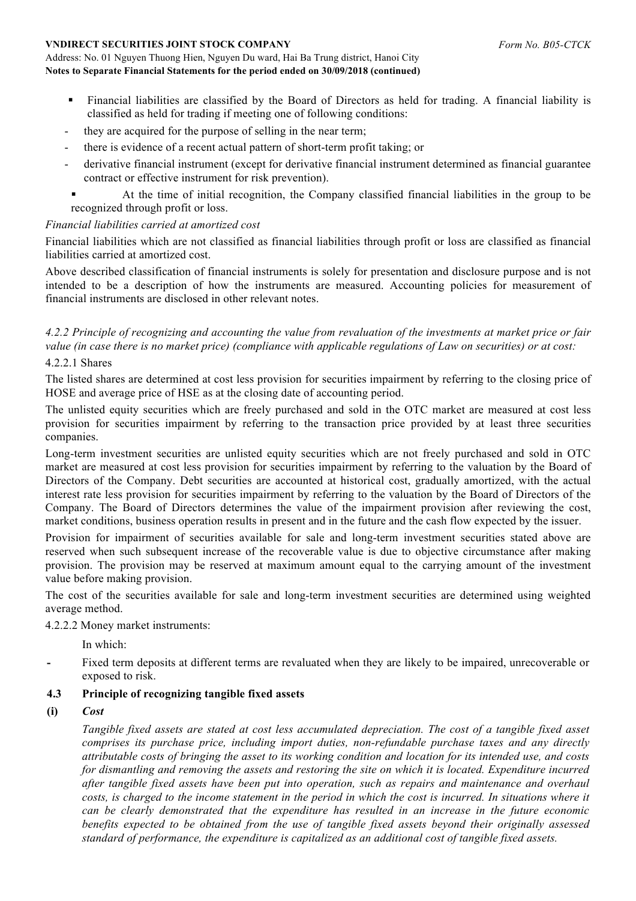- Financial liabilities are classified by the Board of Directors as held for trading. A financial liability is classified as held for trading if meeting one of following conditions:

- they are acquired for the purpose of selling in the near term;
- there is evidence of a recent actual pattern of short-term profit taking; or
- derivative financial instrument (except for derivative financial instrument determined as financial guarantee contract or effective instrument for risk prevention).

- At the time of initial recognition, the Company classified financial liabilities in the group to be recognized through profit or loss.

*Financial liabilities carried at amortized cost*

Financial liabilities which are not classified as financial liabilities through profit or loss are classified as financial liabilities carried at amortized cost.

Above described classification of financial instruments is solely for presentation and disclosure purpose and is not intended to be a description of how the instruments are measured. Accounting policies for measurement of financial instruments are disclosed in other relevant notes.

*4.2.2 Principle of recognizing and accounting the value from revaluation of the investments at market price or fair value (in case there is no market price) (compliance with applicable regulations of Law on securities) or at cost:*

4.2.2.1 Shares

The listed shares are determined at cost less provision for securities impairment by referring to the closing price of HOSE and average price of HSE as at the closing date of accounting period.

The unlisted equity securities which are freely purchased and sold in the OTC market are measured at cost less provision for securities impairment by referring to the transaction price provided by at least three securities companies.

Long-term investment securities are unlisted equity securities which are not freely purchased and sold in OTC market are measured at cost less provision for securities impairment by referring to the valuation by the Board of Directors of the Company. Debt securities are accounted at historical cost, gradually amortized, with the actual interest rate less provision for securities impairment by referring to the valuation by the Board of Directors of the Company. The Board of Directors determines the value of the impairment provision after reviewing the cost, market conditions, business operation results in present and in the future and the cash flow expected by the issuer.

Provision for impairment of securities available for sale and long-term investment securities stated above are reserved when such subsequent increase of the recoverable value is due to objective circumstance after making provision. The provision may be reserved at maximum amount equal to the carrying amount of the investment value before making provision.

The cost of the securities available for sale and long-term investment securities are determined using weighted average method.

4.2.2.2 Money market instruments:

In which:

- Fixed term deposits at different terms are revaluated when they are likely to be impaired, unrecoverable or exposed to risk.

## 4.3 Principle of recognizing tangible fixed assets

**(i) *Cost***

*Tangible fixed assets are stated at cost less accumulated depreciation. The cost of a tangible fixed asset comprises its purchase price, including import duties, non-refundable purchase taxes and any directly attributable costs of bringing the asset to its working condition and location for its intended use, and costs for dismantling and removing the assets and restoring the site on which it is located. Expenditure incurred after tangible fixed assets have been put into operation, such as repairs and maintenance and overhaul costs, is charged to the income statement in the period in which the cost is incurred. In situations where it can be clearly demonstrated that the expenditure has resulted in an increase in the future economic benefits expected to be obtained from the use of tangible fixed assets beyond their originally assessed standard of performance, the expenditure is capitalized as an additional cost of tangible fixed assets.*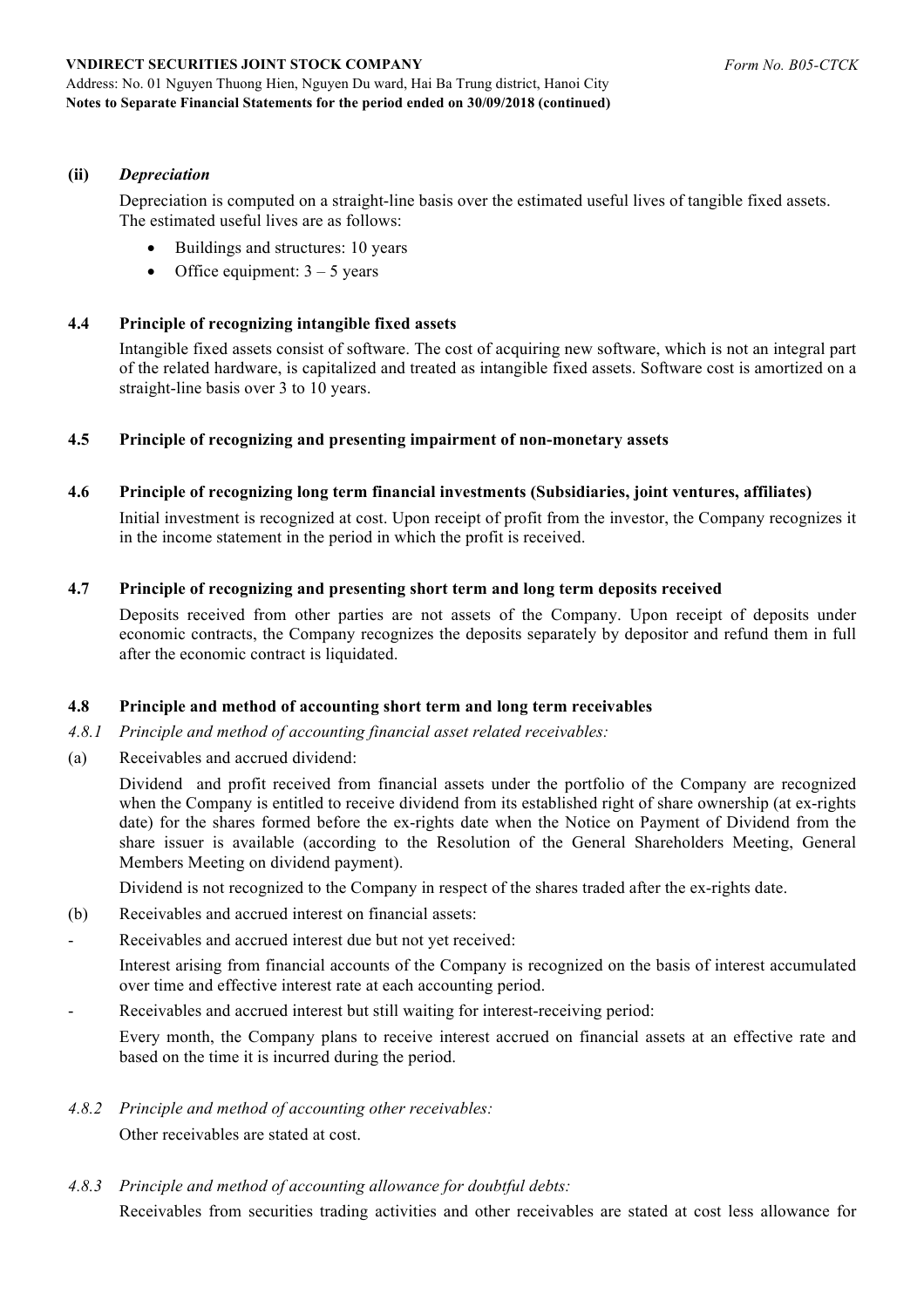**(ii)** ***Depreciation***

Depreciation is computed on a straight-line basis over the estimated useful lives of tangible fixed assets. The estimated useful lives are as follows:

- Buildings and structures: 10 years
- Office equipment: 3 – 5 years

### 4.4 Principle of recognizing intangible fixed assets

Intangible fixed assets consist of software. The cost of acquiring new software, which is not an integral part of the related hardware, is capitalized and treated as intangible fixed assets. Software cost is amortized on a straight-line basis over 3 to 10 years.

### 4.5 Principle of recognizing and presenting impairment of non-monetary assets

### 4.6 Principle of recognizing long term financial investments (Subsidiaries, joint ventures, affiliates)

Initial investment is recognized at cost. Upon receipt of profit from the investor, the Company recognizes it in the income statement in the period in which the profit is received.

### 4.7 Principle of recognizing and presenting short term and long term deposits received

Deposits received from other parties are not assets of the Company. Upon receipt of deposits under economic contracts, the Company recognizes the deposits separately by depositor and refund them in full after the economic contract is liquidated.

### 4.8 Principle and method of accounting short term and long term receivables

*4.8.1 Principle and method of accounting financial asset related receivables:*

(a) Receivables and accrued dividend:

Dividend and profit received from financial assets under the portfolio of the Company are recognized when the Company is entitled to receive dividend from its established right of share ownership (at ex-rights date) for the shares formed before the ex-rights date when the Notice on Payment of Dividend from the share issuer is available (according to the Resolution of the General Shareholders Meeting, General Members Meeting on dividend payment).

Dividend is not recognized to the Company in respect of the shares traded after the ex-rights date.

(b) Receivables and accrued interest on financial assets:

- Receivables and accrued interest due but not yet received:

  Interest arising from financial accounts of the Company is recognized on the basis of interest accumulated over time and effective interest rate at each accounting period.

- Receivables and accrued interest but still waiting for interest-receiving period:

  Every month, the Company plans to receive interest accrued on financial assets at an effective rate and based on the time it is incurred during the period.

*4.8.2 Principle and method of accounting other receivables:*

Other receivables are stated at cost.

*4.8.3 Principle and method of accounting allowance for doubtful debts:*

Receivables from securities trading activities and other receivables are stated at cost less allowance for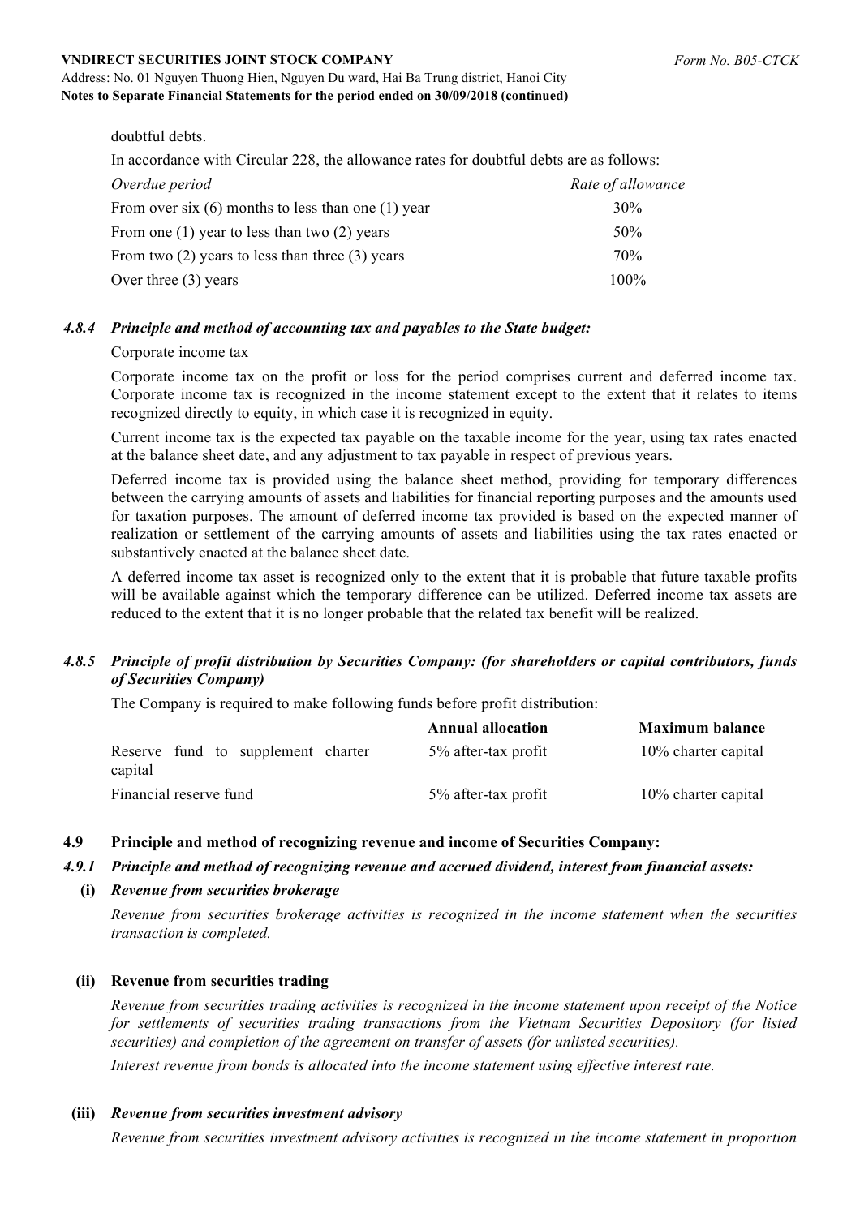doubtful debts.

In accordance with Circular 228, the allowance rates for doubtful debts are as follows:

| *Overdue period* | *Rate of allowance* |
| --- | --- |
| From over six (6) months to less than one (1) year | 30% |
| From one (1) year to less than two (2) years | 50% |
| From two (2) years to less than three (3) years | 70% |
| Over three (3) years | 100% |

#### *4.8.4 Principle and method of accounting tax and payables to the State budget:*

Corporate income tax

Corporate income tax on the profit or loss for the period comprises current and deferred income tax. Corporate income tax is recognized in the income statement except to the extent that it relates to items recognized directly to equity, in which case it is recognized in equity.

Current income tax is the expected tax payable on the taxable income for the year, using tax rates enacted at the balance sheet date, and any adjustment to tax payable in respect of previous years.

Deferred income tax is provided using the balance sheet method, providing for temporary differences between the carrying amounts of assets and liabilities for financial reporting purposes and the amounts used for taxation purposes. The amount of deferred income tax provided is based on the expected manner of realization or settlement of the carrying amounts of assets and liabilities using the tax rates enacted or substantively enacted at the balance sheet date.

A deferred income tax asset is recognized only to the extent that it is probable that future taxable profits will be available against which the temporary difference can be utilized. Deferred income tax assets are reduced to the extent that it is no longer probable that the related tax benefit will be realized.

#### *4.8.5 Principle of profit distribution by Securities Company: (for shareholders or capital contributors, funds of Securities Company)*

The Company is required to make following funds before profit distribution:

| | **Annual allocation** | **Maximum balance** |
| --- | --- | --- |
| Reserve fund to supplement charter capital | 5% after-tax profit | 10% charter capital |
| Financial reserve fund | 5% after-tax profit | 10% charter capital |

### 4.9 Principle and method of recognizing revenue and income of Securities Company:

#### *4.9.1 Principle and method of recognizing revenue and accrued dividend, interest from financial assets:*

**(i)** ***Revenue from securities brokerage***

*Revenue from securities brokerage activities is recognized in the income statement when the securities transaction is completed.*

**(ii) Revenue from securities trading**

*Revenue from securities trading activities is recognized in the income statement upon receipt of the Notice for settlements of securities trading transactions from the Vietnam Securities Depository (for listed securities) and completion of the agreement on transfer of assets (for unlisted securities).*

*Interest revenue from bonds is allocated into the income statement using effective interest rate.*

**(iii)** ***Revenue from securities investment advisory***

*Revenue from securities investment advisory activities is recognized in the income statement in proportion*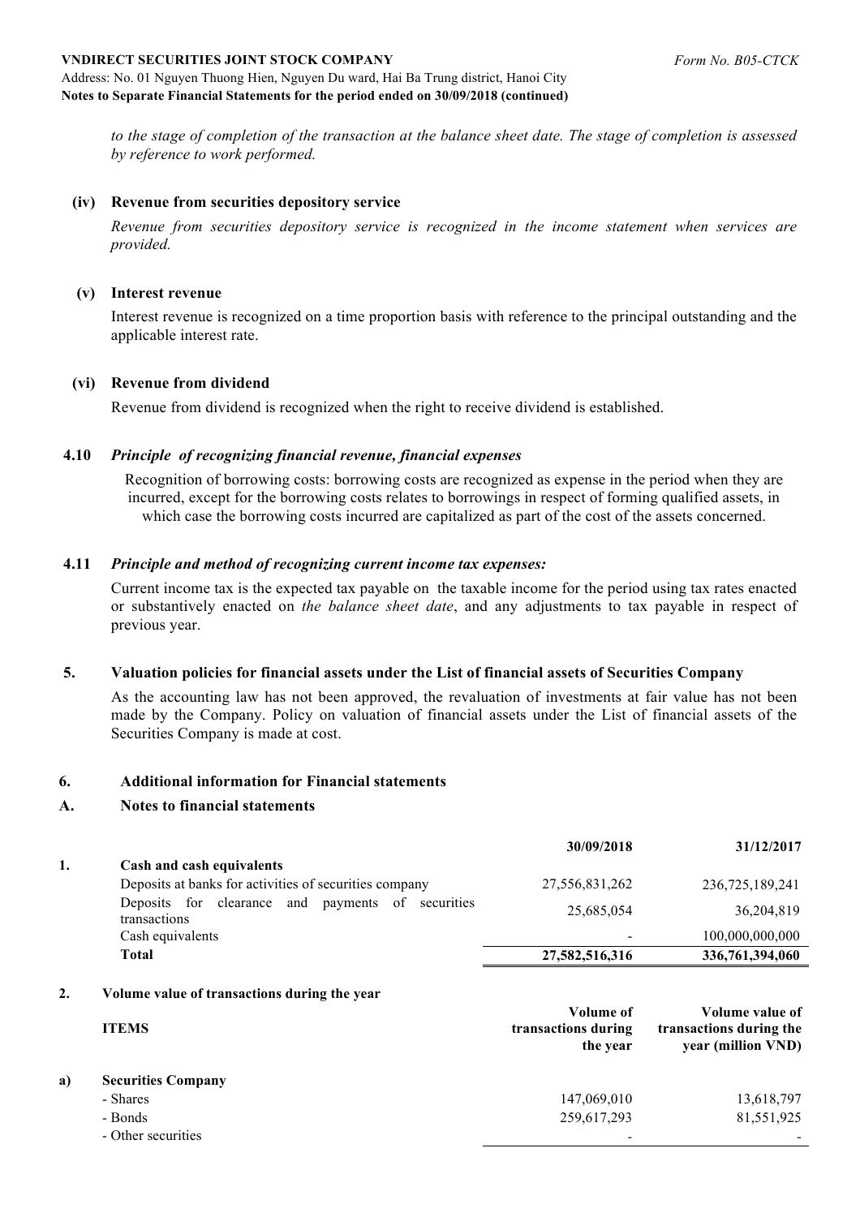*to the stage of completion of the transaction at the balance sheet date. The stage of completion is assessed by reference to work performed.*

**(iv) Revenue from securities depository service**

*Revenue from securities depository service is recognized in the income statement when services are provided.*

**(v) Interest revenue**

Interest revenue is recognized on a time proportion basis with reference to the principal outstanding and the applicable interest rate.

**(vi) Revenue from dividend**

Revenue from dividend is recognized when the right to receive dividend is established.

**4.10** ***Principle of recognizing financial revenue, financial expenses***

Recognition of borrowing costs: borrowing costs are recognized as expense in the period when they are incurred, except for the borrowing costs relates to borrowings in respect of forming qualified assets, in which case the borrowing costs incurred are capitalized as part of the cost of the assets concerned.

**4.11** ***Principle and method of recognizing current income tax expenses:***

Current income tax is the expected tax payable on the taxable income for the period using tax rates enacted or substantively enacted on *the balance sheet date*, and any adjustments to tax payable in respect of previous year.

## 5. Valuation policies for financial assets under the List of financial assets of Securities Company

As the accounting law has not been approved, the revaluation of investments at fair value has not been made by the Company. Policy on valuation of financial assets under the List of financial assets of the Securities Company is made at cost.

## 6. Additional information for Financial statements

## A. Notes to financial statements

| | | 30/09/2018 | 31/12/2017 |
|---|---|---|---|
| **1.** | **Cash and cash equivalents** | | |
| | Deposits at banks for activities of securities company | 27,556,831,262 | 236,725,189,241 |
| | Deposits for clearance and payments of securities transactions | 25,685,054 | 36,204,819 |
| | Cash equivalents | - | 100,000,000,000 |
| | **Total** | **27,582,516,316** | **336,761,394,060** |

**2. Volume value of transactions during the year**

| | ITEMS | Volume of transactions during the year | Volume value of transactions during the year (million VND) |
|---|---|---|---|
| **a)** | **Securities Company** | | |
| | - Shares | 147,069,010 | 13,618,797 |
| | - Bonds | 259,617,293 | 81,551,925 |
| | - Other securities | - | - |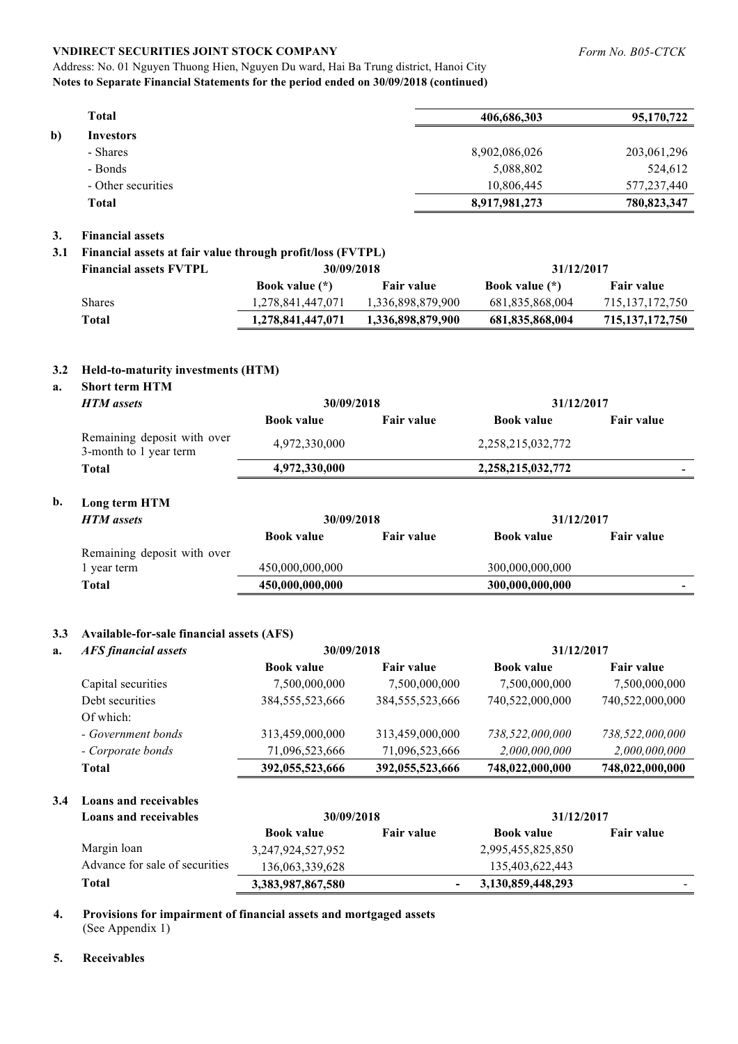| | | | |
|---|---|---|---|
| | **Total** | **406,686,303** | **95,170,722** |
| **b)** | **Investors** | | |
| | - Shares | 8,902,086,026 | 203,061,296 |
| | - Bonds | 5,088,802 | 524,612 |
| | - Other securities | 10,806,445 | 577,237,440 |
| | **Total** | **8,917,981,273** | **780,823,347** |

## 3. Financial assets

### 3.1 Financial assets at fair value through profit/loss (FVTPL)

| **Financial assets FVTPL** | **30/09/2018** | | **31/12/2017** | |
|---|---|---|---|---|
| | **Book value (*)** | **Fair value** | **Book value (*)** | **Fair value** |
| Shares | 1,278,841,447,071 | 1,336,898,879,900 | 681,835,868,004 | 715,137,172,750 |
| **Total** | **1,278,841,447,071** | **1,336,898,879,900** | **681,835,868,004** | **715,137,172,750** |

### 3.2 Held-to-maturity investments (HTM)

**a. Short term HTM**

| ***HTM assets*** | **30/09/2018** | | **31/12/2017** | |
|---|---|---|---|---|
| | **Book value** | **Fair value** | **Book value** | **Fair value** |
| Remaining deposit with over 3-month to 1 year term | 4,972,330,000 | | 2,258,215,032,772 | |
| **Total** | **4,972,330,000** | | **2,258,215,032,772** | **-** |

**b. Long term HTM**

| ***HTM assets*** | **30/09/2018** | | **31/12/2017** | |
|---|---|---|---|---|
| | **Book value** | **Fair value** | **Book value** | **Fair value** |
| Remaining deposit with over 1 year term | 450,000,000,000 | | 300,000,000,000 | |
| **Total** | **450,000,000,000** | | **300,000,000,000** | **-** |

### 3.3 Available-for-sale financial assets (AFS)

| **a.** ***AFS financial assets*** | **30/09/2018** | | **31/12/2017** | |
|---|---|---|---|---|
| | **Book value** | **Fair value** | **Book value** | **Fair value** |
| Capital securities | 7,500,000,000 | 7,500,000,000 | 7,500,000,000 | 7,500,000,000 |
| Debt securities | 384,555,523,666 | 384,555,523,666 | 740,522,000,000 | 740,522,000,000 |
| Of which: | | | | |
| *- Government bonds* | 313,459,000,000 | 313,459,000,000 | *738,522,000,000* | *738,522,000,000* |
| *- Corporate bonds* | 71,096,523,666 | 71,096,523,666 | *2,000,000,000* | *2,000,000,000* |
| **Total** | **392,055,523,666** | **392,055,523,666** | **748,022,000,000** | **748,022,000,000** |

### 3.4 Loans and receivables

| **Loans and receivables** | **30/09/2018** | | **31/12/2017** | |
|---|---|---|---|---|
| | **Book value** | **Fair value** | **Book value** | **Fair value** |
| Margin loan | 3,247,924,527,952 | | 2,995,455,825,850 | |
| Advance for sale of securities | 136,063,339,628 | | 135,403,622,443 | |
| **Total** | **3,383,987,867,580** | **-** | **3,130,859,448,293** | **-** |

## 4. Provisions for impairment of financial assets and mortgaged assets

(See Appendix 1)

## 5. Receivables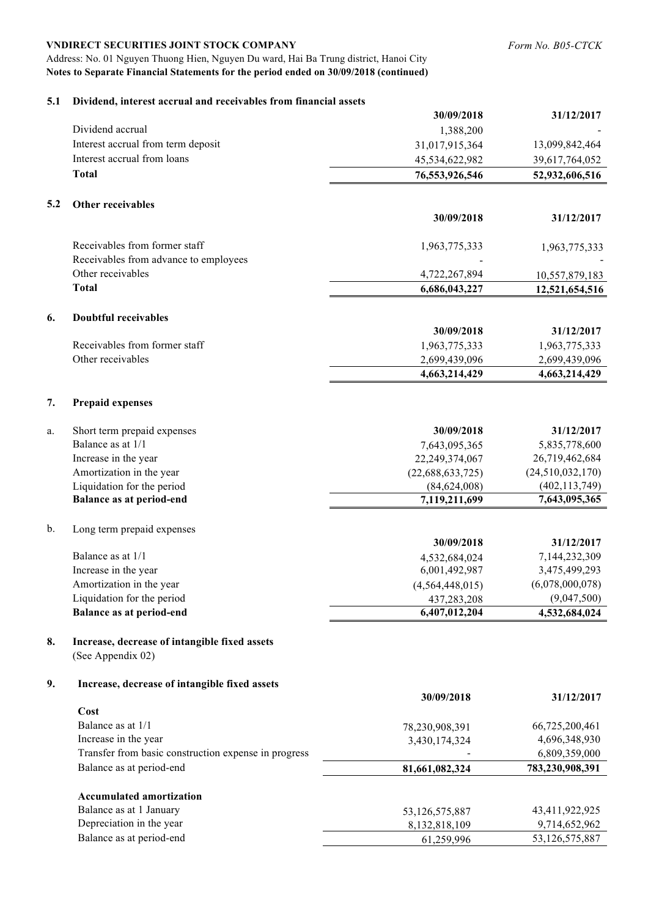**VNDIRECT SECURITIES JOINT STOCK COMPANY** *Form No. B05-CTCK*

Address: No. 01 Nguyen Thuong Hien, Nguyen Du ward, Hai Ba Trung district, Hanoi City

**Notes to Separate Financial Statements for the period ended on 30/09/2018 (continued)**

### 5.1 Dividend, interest accrual and receivables from financial assets

| | 30/09/2018 | 31/12/2017 |
|---|---|---|
| Dividend accrual | 1,388,200 | - |
| Interest accrual from term deposit | 31,017,915,364 | 13,099,842,464 |
| Interest accrual from loans | 45,534,622,982 | 39,617,764,052 |
| **Total** | **76,553,926,546** | **52,932,606,516** |

### 5.2 Other receivables

| | 30/09/2018 | 31/12/2017 |
|---|---|---|
| Receivables from former staff | 1,963,775,333 | 1,963,775,333 |
| Receivables from advance to employees | - | - |
| Other receivables | 4,722,267,894 | 10,557,879,183 |
| **Total** | **6,686,043,227** | **12,521,654,516** |

### 6. Doubtful receivables

| | 30/09/2018 | 31/12/2017 |
|---|---|---|
| Receivables from former staff | 1,963,775,333 | 1,963,775,333 |
| Other receivables | 2,699,439,096 | 2,699,439,096 |
| | **4,663,214,429** | **4,663,214,429** |

### 7. Prepaid expenses

a. Short term prepaid expenses

| | 30/09/2018 | 31/12/2017 |
|---|---|---|
| Balance as at 1/1 | 7,643,095,365 | 5,835,778,600 |
| Increase in the year | 22,249,374,067 | 26,719,462,684 |
| Amortization in the year | (22,688,633,725) | (24,510,032,170) |
| Liquidation for the period | (84,624,008) | (402,113,749) |
| **Balance as at period-end** | **7,119,211,699** | **7,643,095,365** |

b. Long term prepaid expenses

| | 30/09/2018 | 31/12/2017 |
|---|---|---|
| Balance as at 1/1 | 4,532,684,024 | 7,144,232,309 |
| Increase in the year | 6,001,492,987 | 3,475,499,293 |
| Amortization in the year | (4,564,448,015) | (6,078,000,078) |
| Liquidation for the period | 437,283,208 | (9,047,500) |
| **Balance as at period-end** | **6,407,012,204** | **4,532,684,024** |

### 8. Increase, decrease of intangible fixed assets

(See Appendix 02)

### 9. Increase, decrease of intangible fixed assets

| | 30/09/2018 | 31/12/2017 |
|---|---|---|
| **Cost** | | |
| Balance as at 1/1 | 78,230,908,391 | 66,725,200,461 |
| Increase in the year | 3,430,174,324 | 4,696,348,930 |
| Transfer from basic construction expense in progress | - | 6,809,359,000 |
| Balance as at period-end | **81,661,082,324** | **783,230,908,391** |
| **Accumulated amortization** | | |
| Balance as at 1 January | 53,126,575,887 | 43,411,922,925 |
| Depreciation in the year | 8,132,818,109 | 9,714,652,962 |
| Balance as at period-end | 61,259,996 | 53,126,575,887 |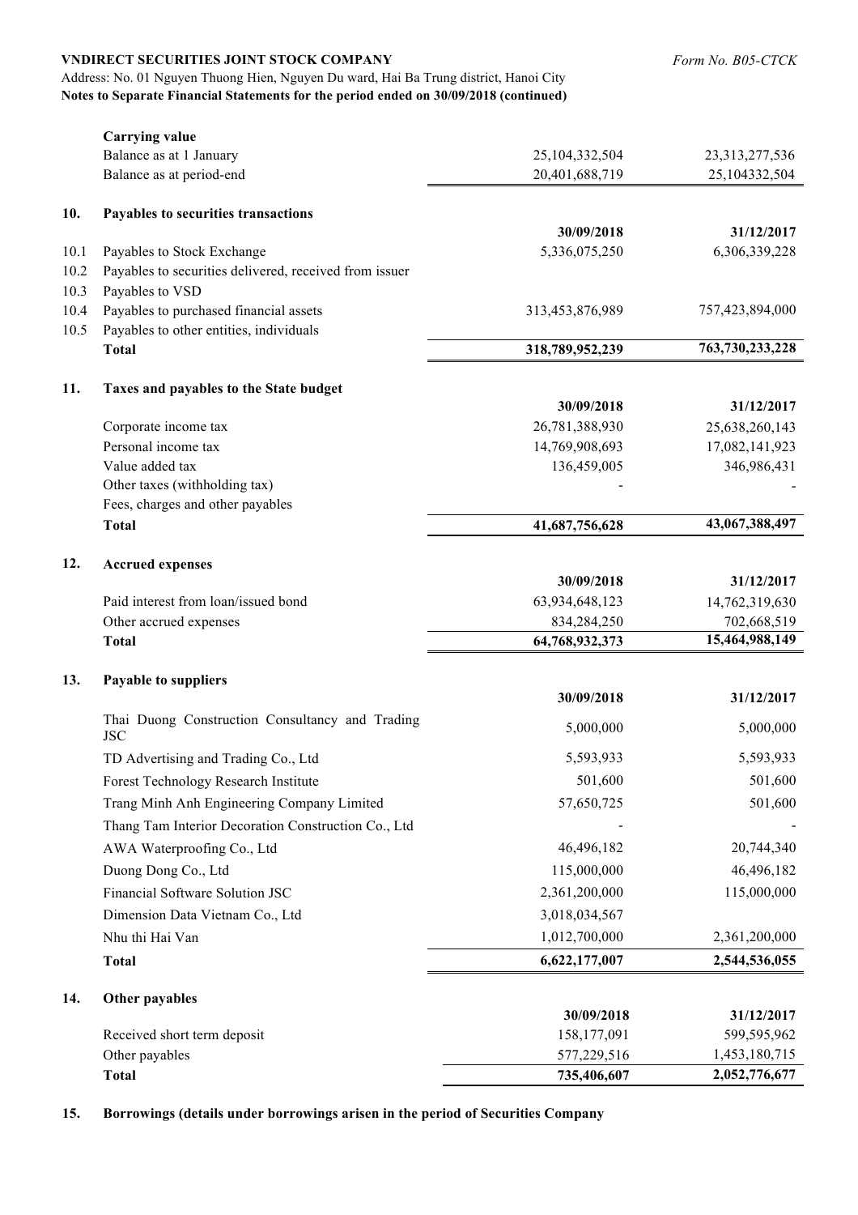| | | | |
|---|---|---|---|
| | **Carrying value** | | |
| | Balance as at 1 January | 25,104,332,504 | 23,313,277,536 |
| | Balance as at period-end | 20,401,688,719 | 25,104332,504 |

## 10. Payables to securities transactions

| | | 30/09/2018 | 31/12/2017 |
|---|---|---|---|
| 10.1 | Payables to Stock Exchange | 5,336,075,250 | 6,306,339,228 |
| 10.2 | Payables to securities delivered, received from issuer | | |
| 10.3 | Payables to VSD | | |
| 10.4 | Payables to purchased financial assets | 313,453,876,989 | 757,423,894,000 |
| 10.5 | Payables to other entities, individuals | | |
| | **Total** | **318,789,952,239** | **763,730,233,228** |

## 11. Taxes and payables to the State budget

| | 30/09/2018 | 31/12/2017 |
|---|---|---|
| Corporate income tax | 26,781,388,930 | 25,638,260,143 |
| Personal income tax | 14,769,908,693 | 17,082,141,923 |
| Value added tax | 136,459,005 | 346,986,431 |
| Other taxes (withholding tax) | - | - |
| Fees, charges and other payables | | |
| **Total** | **41,687,756,628** | **43,067,388,497** |

## 12. Accrued expenses

| | 30/09/2018 | 31/12/2017 |
|---|---|---|
| Paid interest from loan/issued bond | 63,934,648,123 | 14,762,319,630 |
| Other accrued expenses | 834,284,250 | 702,668,519 |
| **Total** | **64,768,932,373** | **15,464,988,149** |

## 13. Payable to suppliers

| | 30/09/2018 | 31/12/2017 |
|---|---|---|
| Thai Duong Construction Consultancy and Trading JSC | 5,000,000 | 5,000,000 |
| TD Advertising and Trading Co., Ltd | 5,593,933 | 5,593,933 |
| Forest Technology Research Institute | 501,600 | 501,600 |
| Trang Minh Anh Engineering Company Limited | 57,650,725 | 501,600 |
| Thang Tam Interior Decoration Construction Co., Ltd | - | - |
| AWA Waterproofing Co., Ltd | 46,496,182 | 20,744,340 |
| Duong Dong Co., Ltd | 115,000,000 | 46,496,182 |
| Financial Software Solution JSC | 2,361,200,000 | 115,000,000 |
| Dimension Data Vietnam Co., Ltd | 3,018,034,567 | |
| Nhu thi Hai Van | 1,012,700,000 | 2,361,200,000 |
| **Total** | **6,622,177,007** | **2,544,536,055** |

## 14. Other payables

| | 30/09/2018 | 31/12/2017 |
|---|---|---|
| Received short term deposit | 158,177,091 | 599,595,962 |
| Other payables | 577,229,516 | 1,453,180,715 |
| **Total** | **735,406,607** | **2,052,776,677** |

## 15. Borrowings (details under borrowings arisen in the period of Securities Company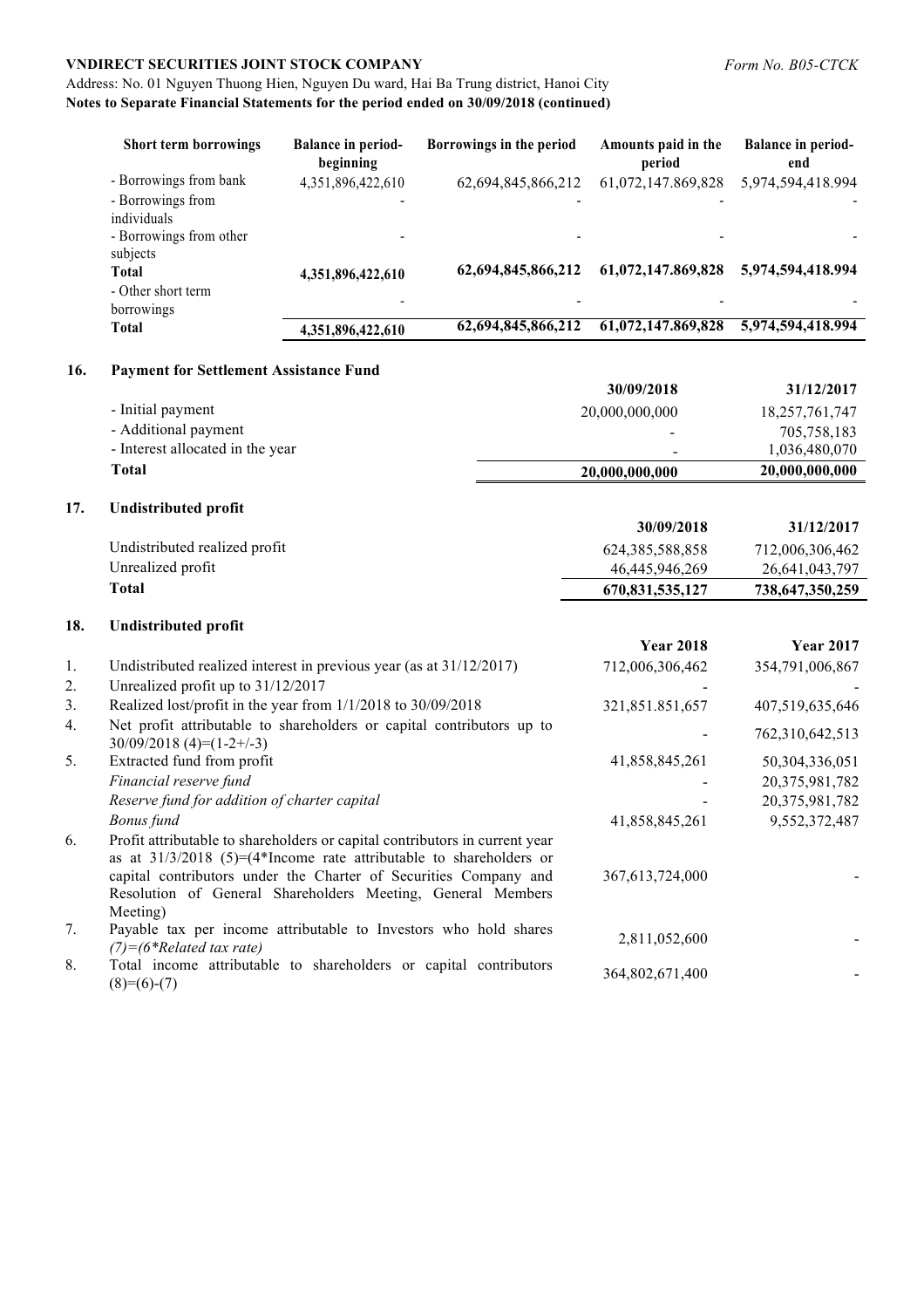| Short term borrowings | Balance in period-beginning | Borrowings in the period | Amounts paid in the period | Balance in period-end |
|---|---|---|---|---|
| - Borrowings from bank | 4,351,896,422,610 | 62,694,845,866,212 | 61,072,147,869,828 | 5,974,594,418.994 |
| - Borrowings from individuals | - | - | - | - |
| - Borrowings from other subjects | - | - | - | - |
| **Total** | **4,351,896,422,610** | **62,694,845,866,212** | **61,072,147,869,828** | **5,974,594,418.994** |
| - Other short term borrowings | - | - | - | - |
| **Total** | **4,351,896,422,610** | **62,694,845,866,212** | **61,072,147,869,828** | **5,974,594,418.994** |

## 16. Payment for Settlement Assistance Fund

| | 30/09/2018 | 31/12/2017 |
|---|---|---|
| - Initial payment | 20,000,000,000 | 18,257,761,747 |
| - Additional payment | - | 705,758,183 |
| - Interest allocated in the year | - | 1,036,480,070 |
| **Total** | **20,000,000,000** | **20,000,000,000** |

## 17. Undistributed profit

| | 30/09/2018 | 31/12/2017 |
|---|---|---|
| Undistributed realized profit | 624,385,588,858 | 712,006,306,462 |
| Unrealized profit | 46,445,946,269 | 26,641,043,797 |
| **Total** | **670,831,535,127** | **738,647,350,259** |

## 18. Undistributed profit

| | | Year 2018 | Year 2017 |
|---|---|---|---|
| 1. | Undistributed realized interest in previous year (as at 31/12/2017) | 712,006,306,462 | 354,791,006,867 |
| 2. | Unrealized profit up to 31/12/2017 | - | - |
| 3. | Realized lost/profit in the year from 1/1/2018 to 30/09/2018 | 321,851,851,657 | 407,519,635,646 |
| 4. | Net profit attributable to shareholders or capital contributors up to 30/09/2018 (4)=(1-2+/-3) | - | 762,310,642,513 |
| 5. | Extracted fund from profit | 41,858,845,261 | 50,304,336,051 |
| | *Financial reserve fund* | - | 20,375,981,782 |
| | *Reserve fund for addition of charter capital* | - | 20,375,981,782 |
| | *Bonus fund* | 41,858,845,261 | 9,552,372,487 |
| 6. | Profit attributable to shareholders or capital contributors in current year as at 31/3/2018 (5)=(4*Income rate attributable to shareholders or capital contributors under the Charter of Securities Company and Resolution of General Shareholders Meeting, General Members Meeting) | 367,613,724,000 | - |
| 7. | Payable tax per income attributable to Investors who hold shares *(7)=(6*Related tax rate)* | 2,811,052,600 | - |
| 8. | Total income attributable to shareholders or capital contributors (8)=(6)-(7) | 364,802,671,400 | - |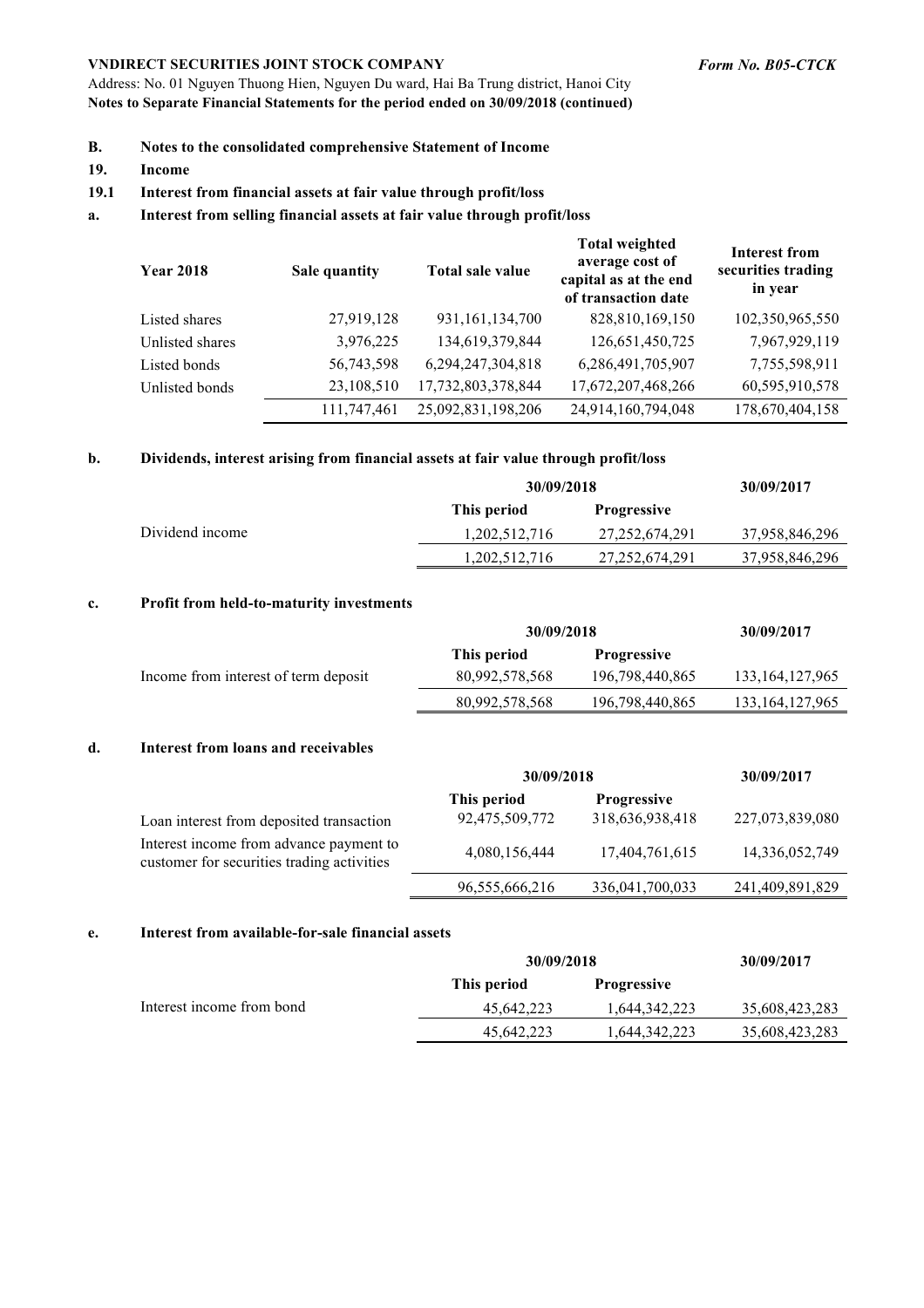## B. Notes to the consolidated comprehensive Statement of Income

### 19. Income

### 19.1 Interest from financial assets at fair value through profit/loss

#### a. Interest from selling financial assets at fair value through profit/loss

| Year 2018 | Sale quantity | Total sale value | Total weighted average cost of capital as at the end of transaction date | Interest from securities trading in year |
|---|---|---|---|---|
| Listed shares | 27,919,128 | 931,161,134,700 | 828,810,169,150 | 102,350,965,550 |
| Unlisted shares | 3,976,225 | 134,619,379,844 | 126,651,450,725 | 7,967,929,119 |
| Listed bonds | 56,743,598 | 6,294,247,304,818 | 6,286,491,705,907 | 7,755,598,911 |
| Unlisted bonds | 23,108,510 | 17,732,803,378,844 | 17,672,207,468,266 | 60,595,910,578 |
| | 111,747,461 | 25,092,831,198,206 | 24,914,160,794,048 | 178,670,404,158 |

#### b. Dividends, interest arising from financial assets at fair value through profit/loss

| | 30/09/2018 | | 30/09/2017 |
|---|---|---|---|
| | This period | Progressive | |
| Dividend income | 1,202,512,716 | 27,252,674,291 | 37,958,846,296 |
| | 1,202,512,716 | 27,252,674,291 | 37,958,846,296 |

#### c. Profit from held-to-maturity investments

| | 30/09/2018 | | 30/09/2017 |
|---|---|---|---|
| | This period | Progressive | |
| Income from interest of term deposit | 80,992,578,568 | 196,798,440,865 | 133,164,127,965 |
| | 80,992,578,568 | 196,798,440,865 | 133,164,127,965 |

#### d. Interest from loans and receivables

| | 30/09/2018 | | 30/09/2017 |
|---|---|---|---|
| | This period | Progressive | |
| Loan interest from deposited transaction | 92,475,509,772 | 318,636,938,418 | 227,073,839,080 |
| Interest income from advance payment to customer for securities trading activities | 4,080,156,444 | 17,404,761,615 | 14,336,052,749 |
| | 96,555,666,216 | 336,041,700,033 | 241,409,891,829 |

#### e. Interest from available-for-sale financial assets

| | 30/09/2018 | | 30/09/2017 |
|---|---|---|---|
| | This period | Progressive | |
| Interest income from bond | 45,642,223 | 1,644,342,223 | 35,608,423,283 |
| | 45,642,223 | 1,644,342,223 | 35,608,423,283 |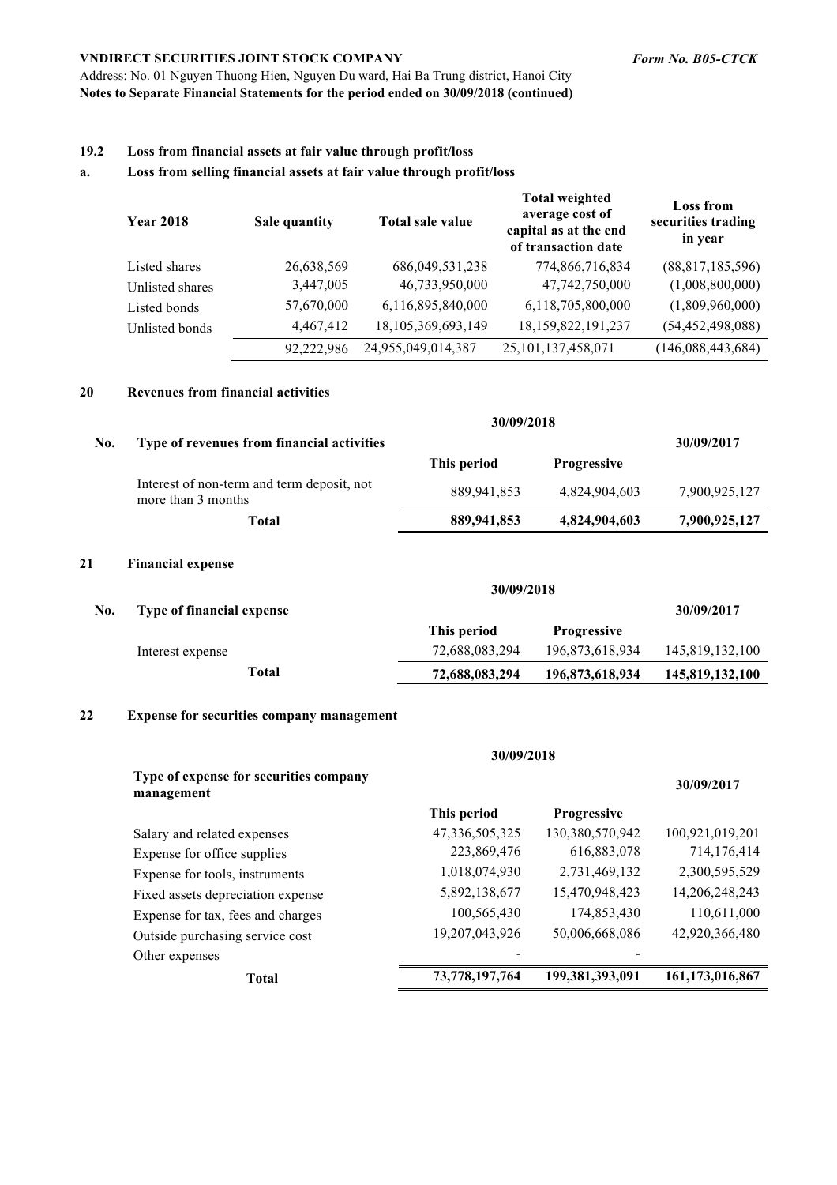### 19.2 Loss from financial assets at fair value through profit/loss

#### a. Loss from selling financial assets at fair value through profit/loss

| Year 2018 | Sale quantity | Total sale value | Total weighted average cost of capital as at the end of transaction date | Loss from securities trading in year |
|---|---|---|---|---|
| Listed shares | 26,638,569 | 686,049,531,238 | 774,866,716,834 | (88,817,185,596) |
| Unlisted shares | 3,447,005 | 46,733,950,000 | 47,742,750,000 | (1,008,800,000) |
| Listed bonds | 57,670,000 | 6,116,895,840,000 | 6,118,705,800,000 | (1,809,960,000) |
| Unlisted bonds | 4,467,412 | 18,105,369,693,149 | 18,159,822,191,237 | (54,452,498,088) |
| | 92,222,986 | 24,955,049,014,387 | 25,101,137,458,071 | (146,088,443,684) |

## 20 Revenues from financial activities

| No. | Type of revenues from financial activities | 30/09/2018 | | 30/09/2017 |
|---|---|---|---|---|
| | | This period | Progressive | |
| | Interest of non-term and term deposit, not more than 3 months | 889,941,853 | 4,824,904,603 | 7,900,925,127 |
| | **Total** | **889,941,853** | **4,824,904,603** | **7,900,925,127** |

## 21 Financial expense

| No. | Type of financial expense | 30/09/2018 | | 30/09/2017 |
|---|---|---|---|---|
| | | This period | Progressive | |
| | Interest expense | 72,688,083,294 | 196,873,618,934 | 145,819,132,100 |
| | **Total** | **72,688,083,294** | **196,873,618,934** | **145,819,132,100** |

## 22 Expense for securities company management

| Type of expense for securities company management | 30/09/2018 | | 30/09/2017 |
|---|---|---|---|
| | This period | Progressive | |
| Salary and related expenses | 47,336,505,325 | 130,380,570,942 | 100,921,019,201 |
| Expense for office supplies | 223,869,476 | 616,883,078 | 714,176,414 |
| Expense for tools, instruments | 1,018,074,930 | 2,731,469,132 | 2,300,595,529 |
| Fixed assets depreciation expense | 5,892,138,677 | 15,470,948,423 | 14,206,248,243 |
| Expense for tax, fees and charges | 100,565,430 | 174,853,430 | 110,611,000 |
| Outside purchasing service cost | 19,207,043,926 | 50,006,668,086 | 42,920,366,480 |
| Other expenses | - | - | |
| **Total** | **73,778,197,764** | **199,381,393,091** | **161,173,016,867** |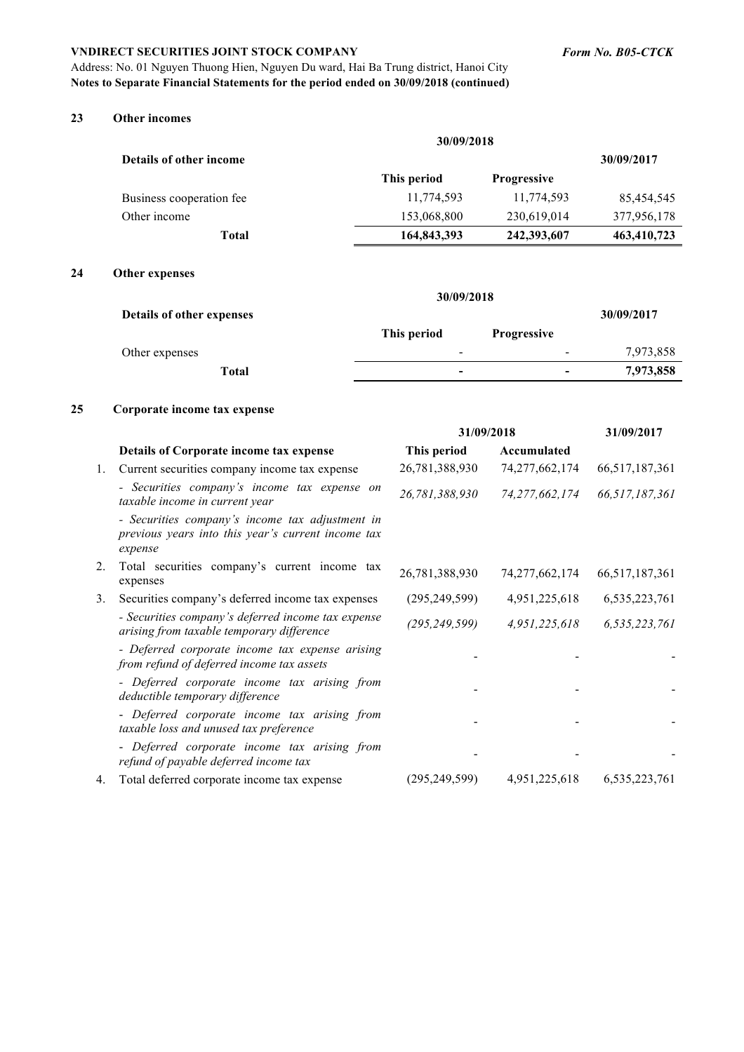**VNDIRECT SECURITIES JOINT STOCK COMPANY** *Form No. B05-CTCK*

Address: No. 01 Nguyen Thuong Hien, Nguyen Du ward, Hai Ba Trung district, Hanoi City

**Notes to Separate Financial Statements for the period ended on 30/09/2018 (continued)**

## 23 Other incomes

| Details of other income | 30/09/2018 | | 30/09/2017 |
|---|---|---|---|
| | This period | Progressive | |
| Business cooperation fee | 11,774,593 | 11,774,593 | 85,454,545 |
| Other income | 153,068,800 | 230,619,014 | 377,956,178 |
| **Total** | **164,843,393** | **242,393,607** | **463,410,723** |

## 24 Other expenses

| Details of other expenses | 30/09/2018 | | 30/09/2017 |
|---|---|---|---|
| | This period | Progressive | |
| Other expenses | - | - | 7,973,858 |
| **Total** | **-** | **-** | **7,973,858** |

## 25 Corporate income tax expense

| | Details of Corporate income tax expense | 31/09/2018 | | 31/09/2017 |
|---|---|---|---|---|
| | | This period | Accumulated | |
| 1. | Current securities company income tax expense | 26,781,388,930 | 74,277,662,174 | 66,517,187,361 |
| | *- Securities company's income tax expense on taxable income in current year* | *26,781,388,930* | *74,277,662,174* | *66,517,187,361* |
| | *- Securities company's income tax adjustment in previous years into this year's current income tax expense* | | | |
| 2. | Total securities company's current income tax expenses | 26,781,388,930 | 74,277,662,174 | 66,517,187,361 |
| 3. | Securities company's deferred income tax expenses | (295,249,599) | 4,951,225,618 | 6,535,223,761 |
| | *- Securities company's deferred income tax expense arising from taxable temporary difference* | *(295,249,599)* | *4,951,225,618* | *6,535,223,761* |
| | *- Deferred corporate income tax expense arising from refund of deferred income tax assets* | - | - | - |
| | *- Deferred corporate income tax arising from deductible temporary difference* | - | - | - |
| | *- Deferred corporate income tax arising from taxable loss and unused tax preference* | - | - | - |
| | *- Deferred corporate income tax arising from refund of payable deferred income tax* | - | - | - |
| 4. | Total deferred corporate income tax expense | (295,249,599) | 4,951,225,618 | 6,535,223,761 |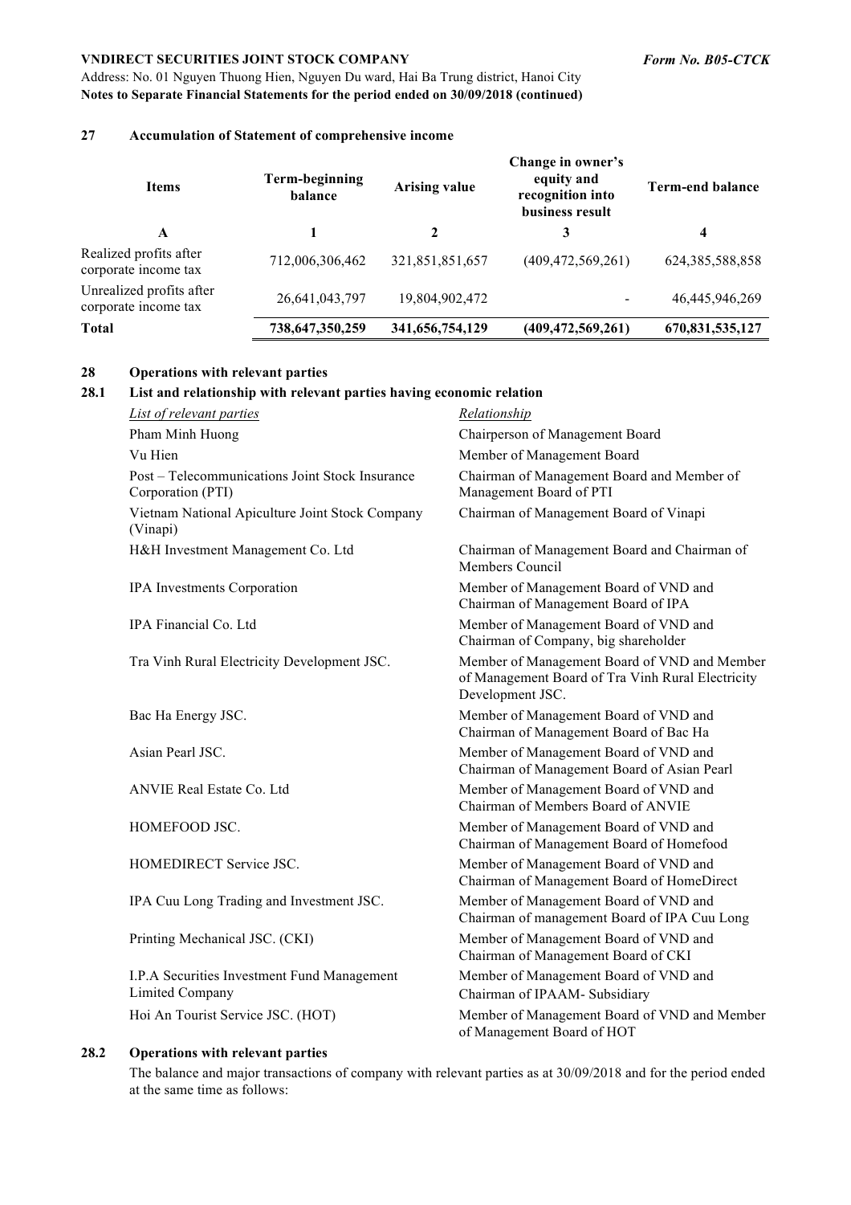## 27 Accumulation of Statement of comprehensive income

| Items | Term-beginning balance | Arising value | Change in owner's equity and recognition into business result | Term-end balance |
|---|---|---|---|---|
| A | 1 | 2 | 3 | 4 |
| Realized profits after corporate income tax | 712,006,306,462 | 321,851,851,657 | (409,472,569,261) | 624,385,588,858 |
| Unrealized profits after corporate income tax | 26,641,043,797 | 19,804,902,472 | - | 46,445,946,269 |
| **Total** | **738,647,350,259** | **341,656,754,129** | **(409,472,569,261)** | **670,831,535,127** |

## 28 Operations with relevant parties

### 28.1 List and relationship with relevant parties having economic relation

| *List of relevant parties* | *Relationship* |
|---|---|
| Pham Minh Huong | Chairperson of Management Board |
| Vu Hien | Member of Management Board |
| Post – Telecommunications Joint Stock Insurance Corporation (PTI) | Chairman of Management Board and Member of Management Board of PTI |
| Vietnam National Apiculture Joint Stock Company (Vinapi) | Chairman of Management Board of Vinapi |
| H&H Investment Management Co. Ltd | Chairman of Management Board and Chairman of Members Council |
| IPA Investments Corporation | Member of Management Board of VND and Chairman of Management Board of IPA |
| IPA Financial Co. Ltd | Member of Management Board of VND and Chairman of Company, big shareholder |
| Tra Vinh Rural Electricity Development JSC. | Member of Management Board of VND and Member of Management Board of Tra Vinh Rural Electricity Development JSC. |
| Bac Ha Energy JSC. | Member of Management Board of VND and Chairman of Management Board of Bac Ha |
| Asian Pearl JSC. | Member of Management Board of VND and Chairman of Management Board of Asian Pearl |
| ANVIE Real Estate Co. Ltd | Member of Management Board of VND and Chairman of Members Board of ANVIE |
| HOMEFOOD JSC. | Member of Management Board of VND and Chairman of Management Board of Homefood |
| HOMEDIRECT Service JSC. | Member of Management Board of VND and Chairman of Management Board of HomeDirect |
| IPA Cuu Long Trading and Investment JSC. | Member of Management Board of VND and Chairman of management Board of IPA Cuu Long |
| Printing Mechanical JSC. (CKI) | Member of Management Board of VND and Chairman of Management Board of CKI |
| I.P.A Securities Investment Fund Management Limited Company | Member of Management Board of VND and Chairman of IPAAM- Subsidiary |
| Hoi An Tourist Service JSC. (HOT) | Member of Management Board of VND and Member of Management Board of HOT |

### 28.2 Operations with relevant parties

The balance and major transactions of company with relevant parties as at 30/09/2018 and for the period ended at the same time as follows: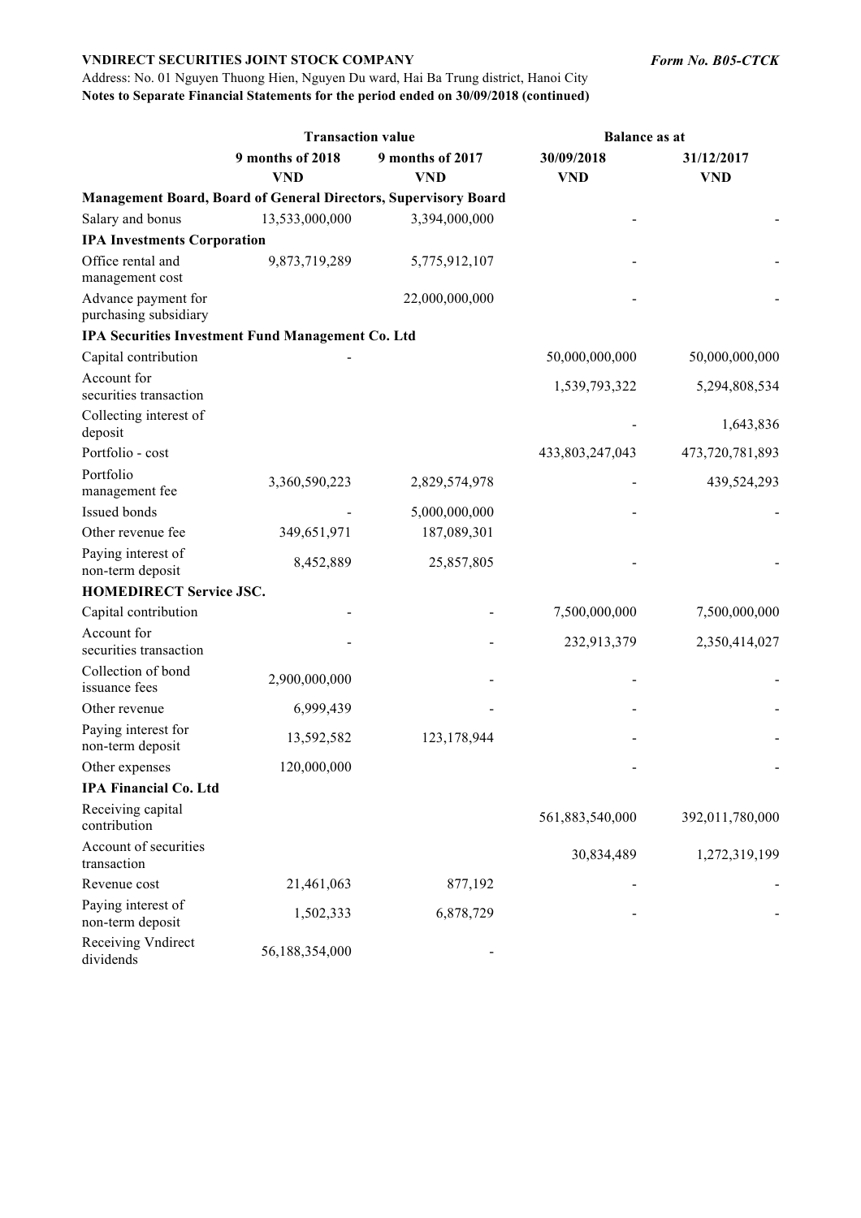**VNDIRECT SECURITIES JOINT STOCK COMPANY** *Form No. B05-CTCK*

Address: No. 01 Nguyen Thuong Hien, Nguyen Du ward, Hai Ba Trung district, Hanoi City

**Notes to Separate Financial Statements for the period ended on 30/09/2018 (continued)**

| | Transaction value | | Balance as at | |
|---|---|---|---|---|
| | **9 months of 2018** **VND** | **9 months of 2017** **VND** | **30/09/2018** **VND** | **31/12/2017** **VND** |
| **Management Board, Board of General Directors, Supervisory Board** | | | | |
| Salary and bonus | 13,533,000,000 | 3,394,000,000 | - | - |
| **IPA Investments Corporation** | | | | |
| Office rental and management cost | 9,873,719,289 | 5,775,912,107 | - | - |
| Advance payment for purchasing subsidiary | | 22,000,000,000 | - | - |
| **IPA Securities Investment Fund Management Co. Ltd** | | | | |
| Capital contribution | - | | 50,000,000,000 | 50,000,000,000 |
| Account for securities transaction | | | 1,539,793,322 | 5,294,808,534 |
| Collecting interest of deposit | | | - | 1,643,836 |
| Portfolio - cost | | | 433,803,247,043 | 473,720,781,893 |
| Portfolio management fee | 3,360,590,223 | 2,829,574,978 | - | 439,524,293 |
| Issued bonds | - | 5,000,000,000 | - | - |
| Other revenue fee | 349,651,971 | 187,089,301 | | |
| Paying interest of non-term deposit | 8,452,889 | 25,857,805 | - | - |
| **HOMEDIRECT Service JSC.** | | | | |
| Capital contribution | - | - | 7,500,000,000 | 7,500,000,000 |
| Account for securities transaction | - | - | 232,913,379 | 2,350,414,027 |
| Collection of bond issuance fees | 2,900,000,000 | - | - | - |
| Other revenue | 6,999,439 | - | - | - |
| Paying interest for non-term deposit | 13,592,582 | 123,178,944 | - | - |
| Other expenses | 120,000,000 | | - | - |
| **IPA Financial Co. Ltd** | | | | |
| Receiving capital contribution | | | 561,883,540,000 | 392,011,780,000 |
| Account of securities transaction | | | 30,834,489 | 1,272,319,199 |
| Revenue cost | 21,461,063 | 877,192 | - | - |
| Paying interest of non-term deposit | 1,502,333 | 6,878,729 | - | - |
| Receiving Vndirect dividends | 56,188,354,000 | - | | |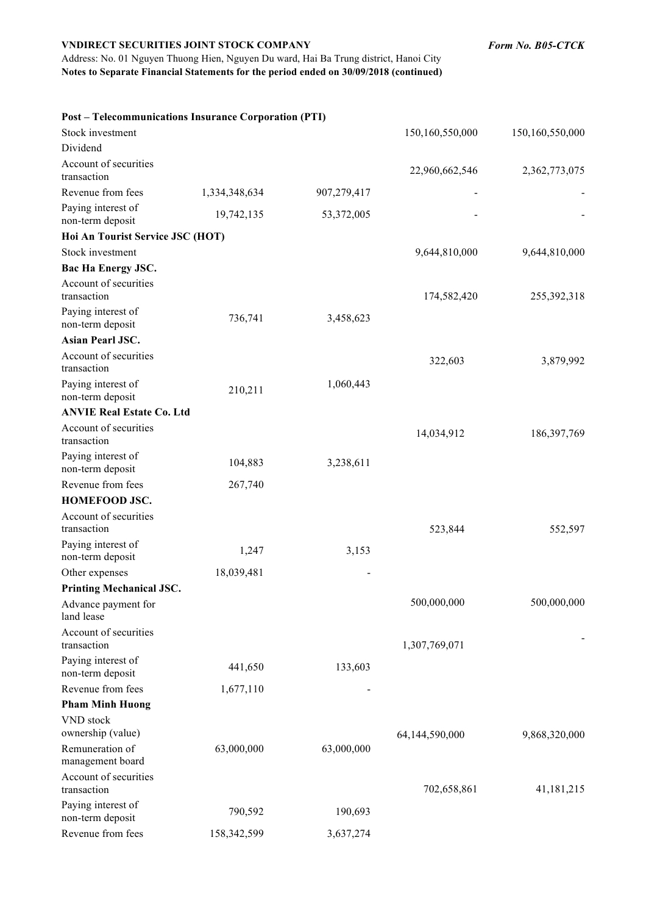| | | | | |
|---|---|---|---|---|
| **Post – Telecommunications Insurance Corporation (PTI)** | | | | |
| Stock investment | | | 150,160,550,000 | 150,160,550,000 |
| Dividend | | | | |
| Account of securities transaction | | | 22,960,662,546 | 2,362,773,075 |
| Revenue from fees | 1,334,348,634 | 907,279,417 | - | - |
| Paying interest of non-term deposit | 19,742,135 | 53,372,005 | - | - |
| **Hoi An Tourist Service JSC (HOT)** | | | | |
| Stock investment | | | 9,644,810,000 | 9,644,810,000 |
| **Bac Ha Energy JSC.** | | | | |
| Account of securities transaction | | | 174,582,420 | 255,392,318 |
| Paying interest of non-term deposit | 736,741 | 3,458,623 | | |
| **Asian Pearl JSC.** | | | | |
| Account of securities transaction | | | 322,603 | 3,879,992 |
| Paying interest of non-term deposit | 210,211 | 1,060,443 | | |
| **ANVIE Real Estate Co. Ltd** | | | | |
| Account of securities transaction | | | 14,034,912 | 186,397,769 |
| Paying interest of non-term deposit | 104,883 | 3,238,611 | | |
| Revenue from fees | 267,740 | | | |
| **HOMEFOOD JSC.** | | | | |
| Account of securities transaction | | | 523,844 | 552,597 |
| Paying interest of non-term deposit | 1,247 | 3,153 | | |
| Other expenses | 18,039,481 | - | | |
| **Printing Mechanical JSC.** | | | | |
| Advance payment for land lease | | | 500,000,000 | 500,000,000 |
| Account of securities transaction | | | 1,307,769,071 | - |
| Paying interest of non-term deposit | 441,650 | 133,603 | | |
| Revenue from fees | 1,677,110 | - | | |
| **Pham Minh Huong** | | | | |
| VND stock ownership (value) | | | 64,144,590,000 | 9,868,320,000 |
| Remuneration of management board | 63,000,000 | 63,000,000 | | |
| Account of securities transaction | | | 702,658,861 | 41,181,215 |
| Paying interest of non-term deposit | 790,592 | 190,693 | | |
| Revenue from fees | 158,342,599 | 3,637,274 | | |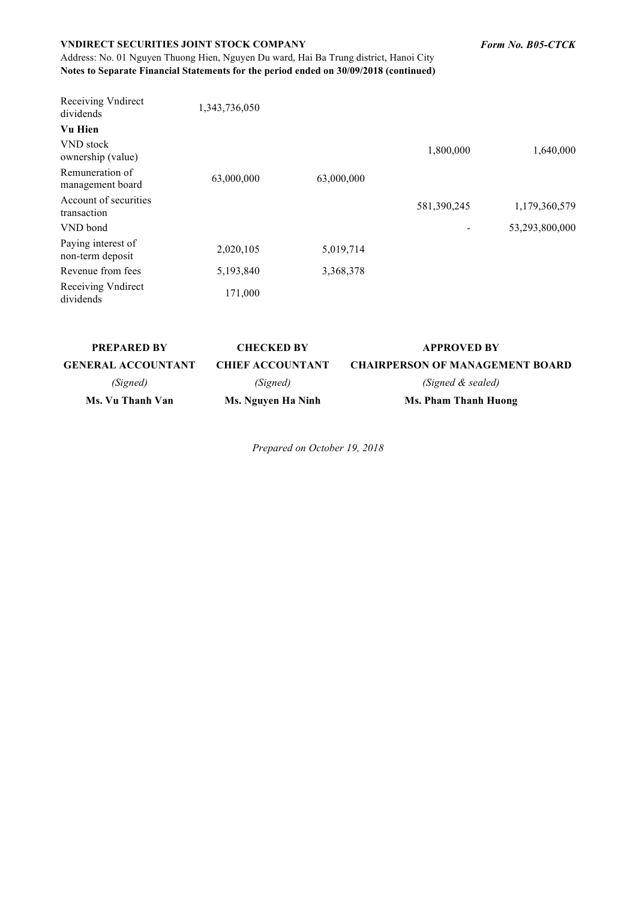| | | | | |
|---|---|---|---|---|
| Receiving Vndirect dividends | 1,343,736,050 | | | |
| **Vu Hien** | | | | |
| VND stock ownership (value) | | | 1,800,000 | 1,640,000 |
| Remuneration of management board | 63,000,000 | 63,000,000 | | |
| Account of securities transaction | | | 581,390,245 | 1,179,360,579 |
| VND bond | | | - | 53,293,800,000 |
| Paying interest of non-term deposit | 2,020,105 | 5,019,714 | | |
| Revenue from fees | 5,193,840 | 3,368,378 | | |
| Receiving Vndirect dividends | 171,000 | | | |

| PREPARED BY | CHECKED BY | APPROVED BY |
|---|---|---|
| **GENERAL ACCOUNTANT** | **CHIEF ACCOUNTANT** | **CHAIRPERSON OF MANAGEMENT BOARD** |
| *(Signed)* | *(Signed)* | *(Signed & sealed)* |
| **Ms. Vu Thanh Van** | **Ms. Nguyen Ha Ninh** | **Ms. Pham Thanh Huong** |

*Prepared on October 19, 2018*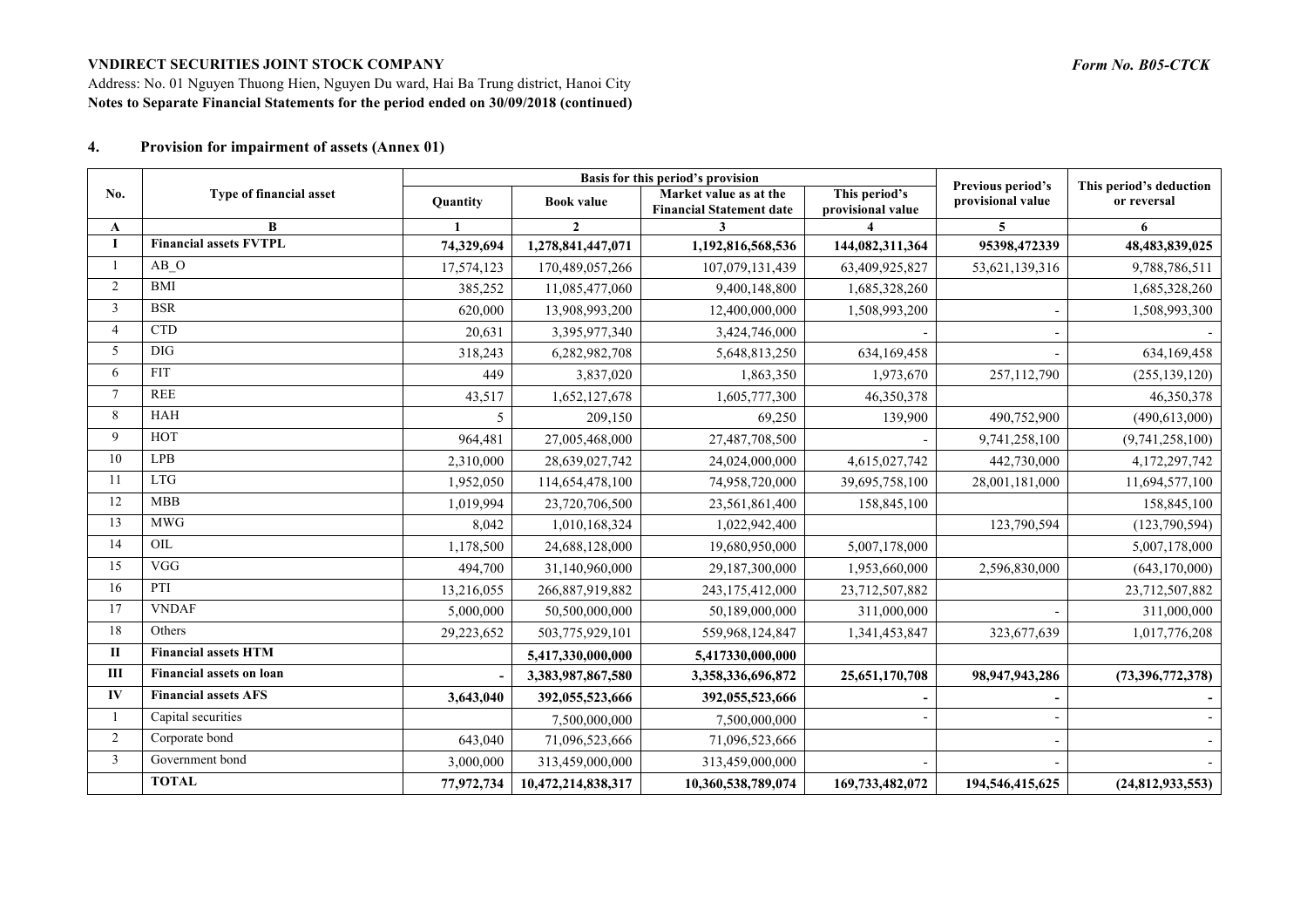**VNDIRECT SECURITIES JOINT STOCK COMPANY** *Form No. B05-CTCK*

Address: No. 01 Nguyen Thuong Hien, Nguyen Du ward, Hai Ba Trung district, Hanoi City

**Notes to Separate Financial Statements for the period ended on 30/09/2018 (continued)**

## 4. Provision for impairment of assets (Annex 01)

| No. | Type of financial asset | Basis for this period's provision | | | | Previous period's provisional value | This period's deduction or reversal |
|---|---|---|---|---|---|---|---|
| | | Quantity | Book value | Market value as at the Financial Statement date | This period's provisional value | | |
| A | B | 1 | 2 | 3 | 4 | 5 | 6 |
| **I** | **Financial assets FVTPL** | **74,329,694** | **1,278,841,447,071** | **1,192,816,568,536** | **144,082,311,364** | **95398,472339** | **48,483,839,025** |
| 1 | AB_O | 17,574,123 | 170,489,057,266 | 107,079,131,439 | 63,409,925,827 | 53,621,139,316 | 9,788,786,511 |
| 2 | BMI | 385,252 | 11,085,477,060 | 9,400,148,800 | 1,685,328,260 | | 1,685,328,260 |
| 3 | BSR | 620,000 | 13,908,993,200 | 12,400,000,000 | 1,508,993,200 | - | 1,508,993,300 |
| 4 | CTD | 20,631 | 3,395,977,340 | 3,424,746,000 | - | - | - |
| 5 | DIG | 318,243 | 6,282,982,708 | 5,648,813,250 | 634,169,458 | - | 634,169,458 |
| 6 | FIT | 449 | 3,837,020 | 1,863,350 | 1,973,670 | 257,112,790 | (255,139,120) |
| 7 | REE | 43,517 | 1,652,127,678 | 1,605,777,300 | 46,350,378 | | 46,350,378 |
| 8 | HAH | 5 | 209,150 | 69,250 | 139,900 | 490,752,900 | (490,613,000) |
| 9 | HOT | 964,481 | 27,005,468,000 | 27,487,708,500 | - | 9,741,258,100 | (9,741,258,100) |
| 10 | LPB | 2,310,000 | 28,639,027,742 | 24,024,000,000 | 4,615,027,742 | 442,730,000 | 4,172,297,742 |
| 11 | LTG | 1,952,050 | 114,654,478,100 | 74,958,720,000 | 39,695,758,100 | 28,001,181,000 | 11,694,577,100 |
| 12 | MBB | 1,019,994 | 23,720,706,500 | 23,561,861,400 | 158,845,100 | | 158,845,100 |
| 13 | MWG | 8,042 | 1,010,168,324 | 1,022,942,400 | | 123,790,594 | (123,790,594) |
| 14 | OIL | 1,178,500 | 24,688,128,000 | 19,680,950,000 | 5,007,178,000 | | 5,007,178,000 |
| 15 | VGG | 494,700 | 31,140,960,000 | 29,187,300,000 | 1,953,660,000 | 2,596,830,000 | (643,170,000) |
| 16 | PTI | 13,216,055 | 266,887,919,882 | 243,175,412,000 | 23,712,507,882 | | 23,712,507,882 |
| 17 | VNDAF | 5,000,000 | 50,500,000,000 | 50,189,000,000 | 311,000,000 | - | 311,000,000 |
| 18 | Others | 29,223,652 | 503,775,929,101 | 559,968,124,847 | 1,341,453,847 | 323,677,639 | 1,017,776,208 |
| **II** | **Financial assets HTM** | | **5,417,330,000,000** | **5,417330,000,000** | | | |
| **III** | **Financial assets on loan** | **-** | **3,383,987,867,580** | **3,358,336,696,872** | **25,651,170,708** | **98,947,943,286** | **(73,396,772,378)** |
| **IV** | **Financial assets AFS** | **3,643,040** | **392,055,523,666** | **392,055,523,666** | **-** | **-** | **-** |
| 1 | Capital securities | | 7,500,000,000 | 7,500,000,000 | - | - | - |
| 2 | Corporate bond | 643,040 | 71,096,523,666 | 71,096,523,666 | | - | - |
| 3 | Government bond | 3,000,000 | 313,459,000,000 | 313,459,000,000 | - | - | - |
| | **TOTAL** | **77,972,734** | **10,472,214,838,317** | **10,360,538,789,074** | **169,733,482,072** | **194,546,415,625** | **(24,812,933,553)** |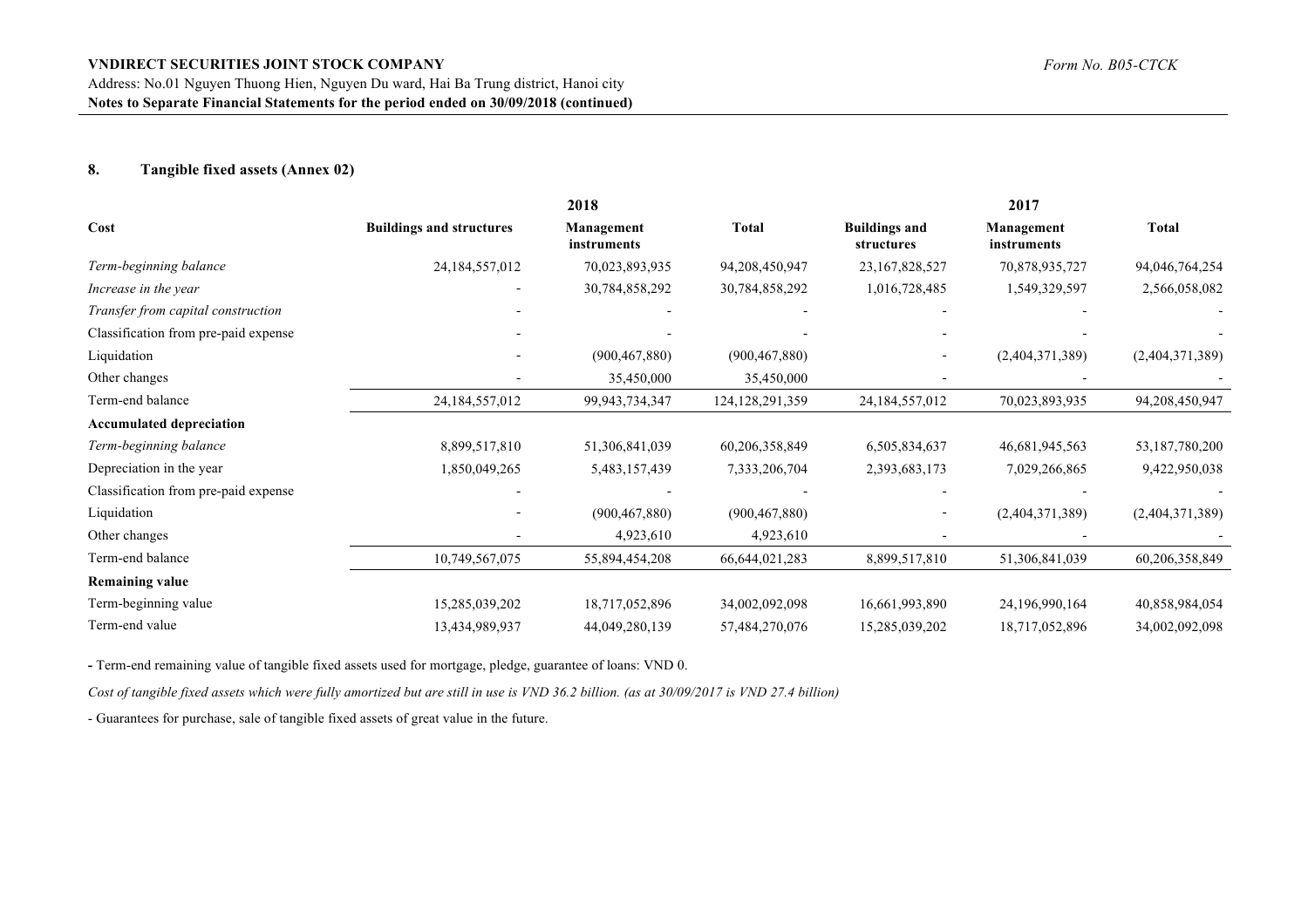## 8. Tangible fixed assets (Annex 02)

| | 2018 | | | 2017 | | |
|---|---|---|---|---|---|---|
| **Cost** | **Buildings and structures** | **Management instruments** | **Total** | **Buildings and structures** | **Management instruments** | **Total** |
| *Term-beginning balance* | 24,184,557,012 | 70,023,893,935 | 94,208,450,947 | 23,167,828,527 | 70,878,935,727 | 94,046,764,254 |
| *Increase in the year* | - | 30,784,858,292 | 30,784,858,292 | 1,016,728,485 | 1,549,329,597 | 2,566,058,082 |
| *Transfer from capital construction* | - | - | - | - | - | - |
| Classification from pre-paid expense | - | - | - | - | - | - |
| Liquidation | - | (900,467,880) | (900,467,880) | - | (2,404,371,389) | (2,404,371,389) |
| Other changes | - | 35,450,000 | 35,450,000 | - | - | - |
| Term-end balance | 24,184,557,012 | 99,943,734,347 | 124,128,291,359 | 24,184,557,012 | 70,023,893,935 | 94,208,450,947 |
| **Accumulated depreciation** | | | | | | |
| *Term-beginning balance* | 8,899,517,810 | 51,306,841,039 | 60,206,358,849 | 6,505,834,637 | 46,681,945,563 | 53,187,780,200 |
| Depreciation in the year | 1,850,049,265 | 5,483,157,439 | 7,333,206,704 | 2,393,683,173 | 7,029,266,865 | 9,422,950,038 |
| Classification from pre-paid expense | - | - | - | - | - | - |
| Liquidation | - | (900,467,880) | (900,467,880) | - | (2,404,371,389) | (2,404,371,389) |
| Other changes | - | 4,923,610 | 4,923,610 | - | - | - |
| Term-end balance | 10,749,567,075 | 55,894,454,208 | 66,644,021,283 | 8,899,517,810 | 51,306,841,039 | 60,206,358,849 |
| **Remaining value** | | | | | | |
| Term-beginning value | 15,285,039,202 | 18,717,052,896 | 34,002,092,098 | 16,661,993,890 | 24,196,990,164 | 40,858,984,054 |
| Term-end value | 13,434,989,937 | 44,049,280,139 | 57,484,270,076 | 15,285,039,202 | 18,717,052,896 | 34,002,092,098 |

- Term-end remaining value of tangible fixed assets used for mortgage, pledge, guarantee of loans: VND 0.

*Cost of tangible fixed assets which were fully amortized but are still in use is VND 36.2 billion. (as at 30/09/2017 is VND 27.4 billion)*

- Guarantees for purchase, sale of tangible fixed assets of great value in the future.